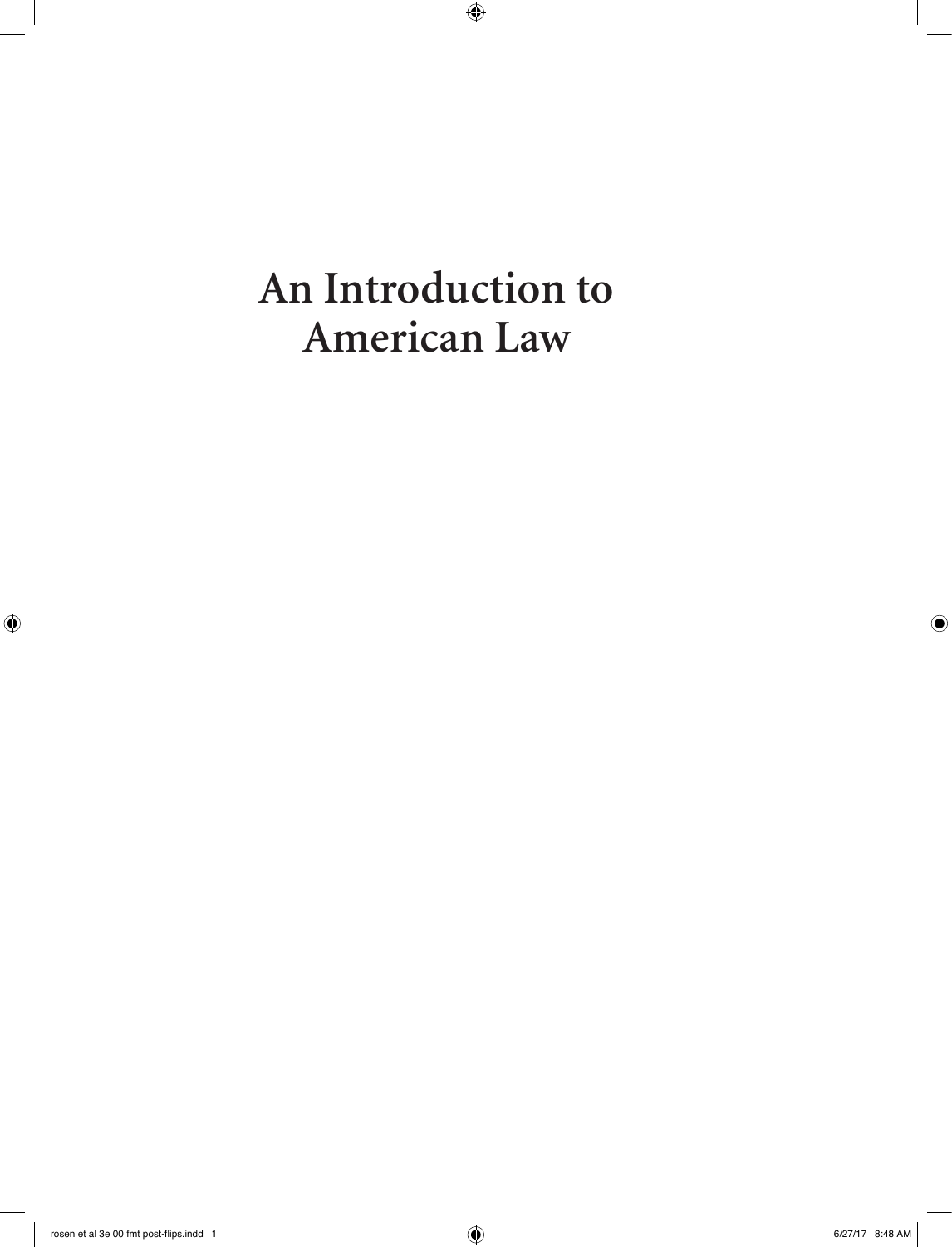# An Introduction to American Law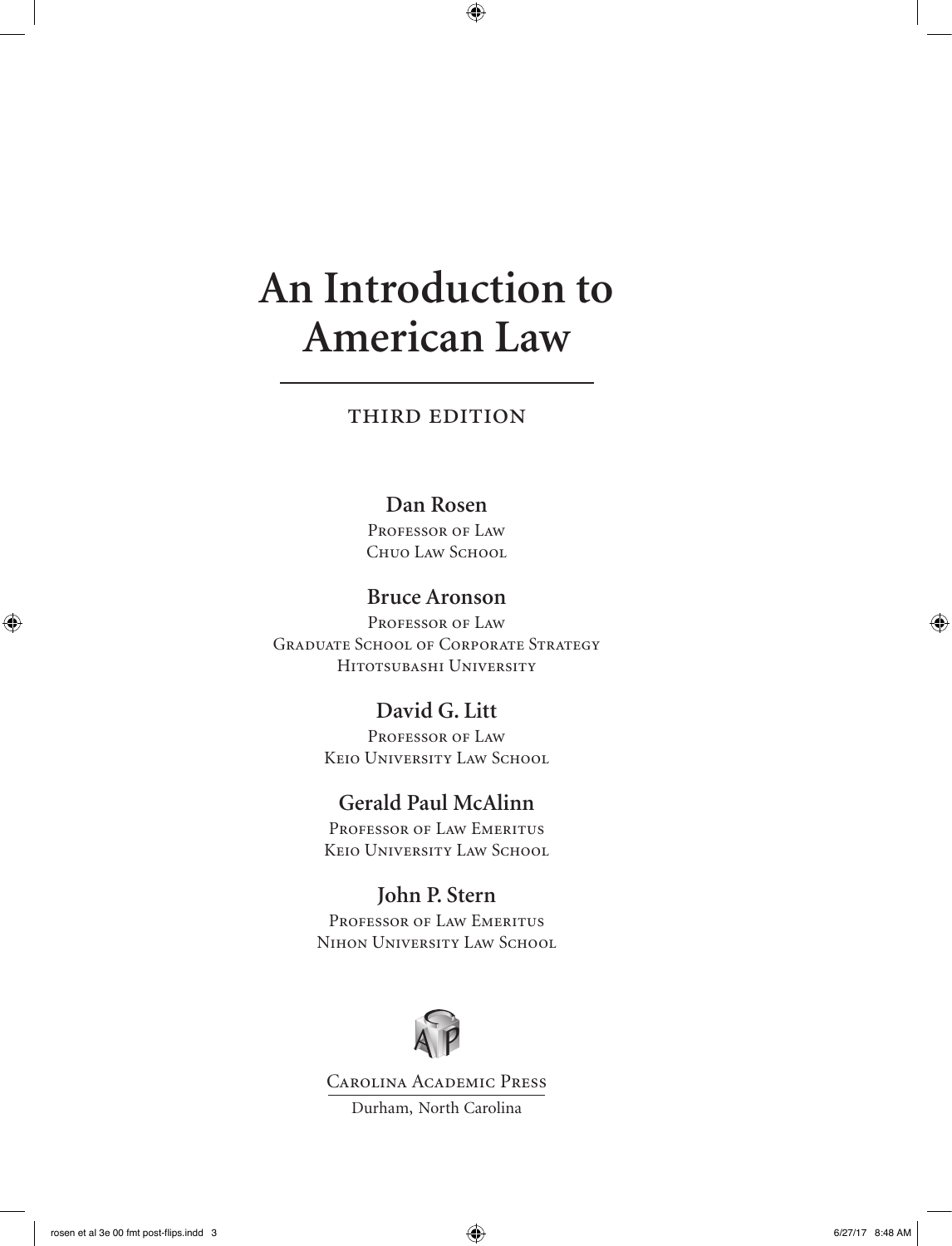# An Introduction to American Law

THIRD EDITION

**Dan Rosen**
Professor of Law
Chuo Law School

**Bruce Aronson**
Professor of Law
Graduate School of Corporate Strategy
Hitotsubashi University

**David G. Litt**
Professor of Law
Keio University Law School

**Gerald Paul McAlinn**
Professor of Law Emeritus
Keio University Law School

**John P. Stern**
Professor of Law Emeritus
Nihon University Law School

Carolina Academic Press
Durham, North Carolina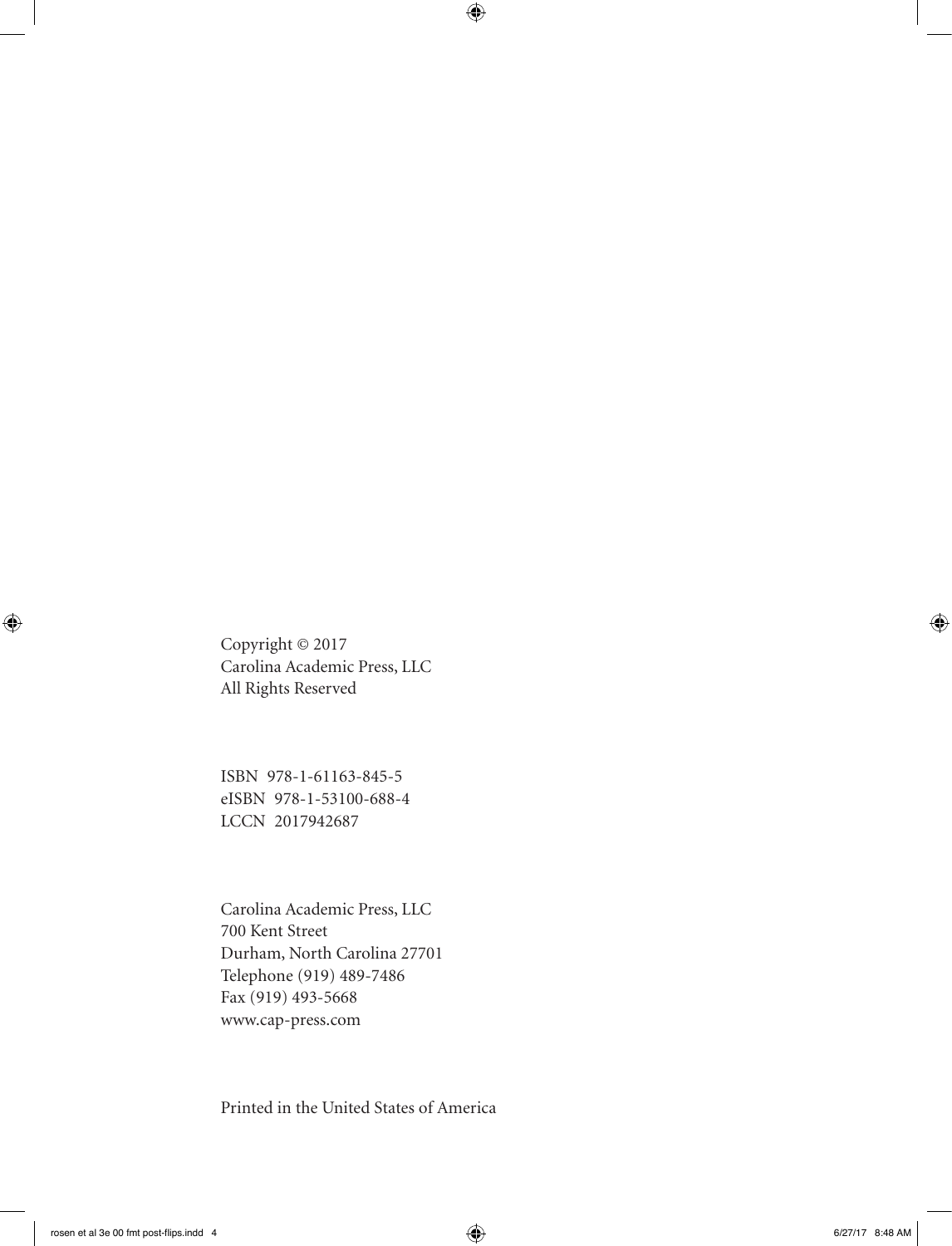Copyright © 2017
Carolina Academic Press, LLC
All Rights Reserved

ISBN 978-1-61163-845-5
eISBN 978-1-53100-688-4
LCCN 2017942687

Carolina Academic Press, LLC
700 Kent Street
Durham, North Carolina 27701
Telephone (919) 489-7486
Fax (919) 493-5668
www.cap-press.com

Printed in the United States of America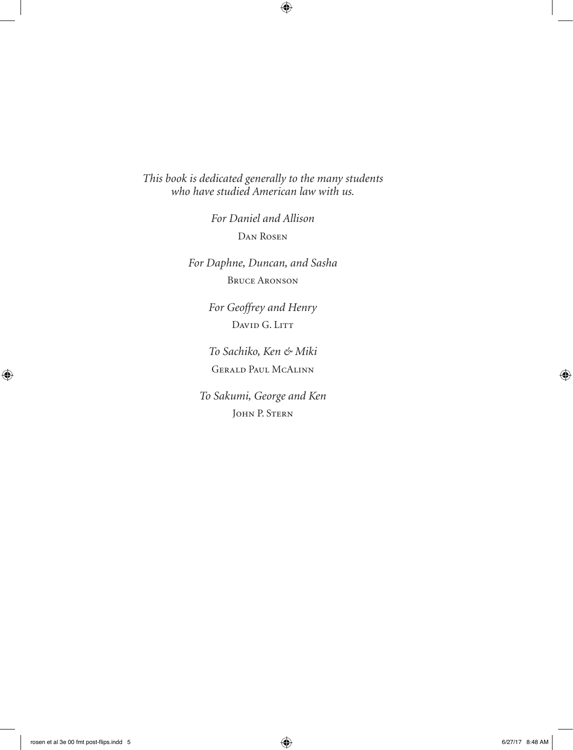*This book is dedicated generally to the many students who have studied American law with us.*

*For Daniel and Allison*

Dan Rosen

*For Daphne, Duncan, and Sasha*

Bruce Aronson

*For Geoffrey and Henry*

David G. Litt

*To Sachiko, Ken & Miki*

Gerald Paul McAlinn

*To Sakumi, George and Ken*

John P. Stern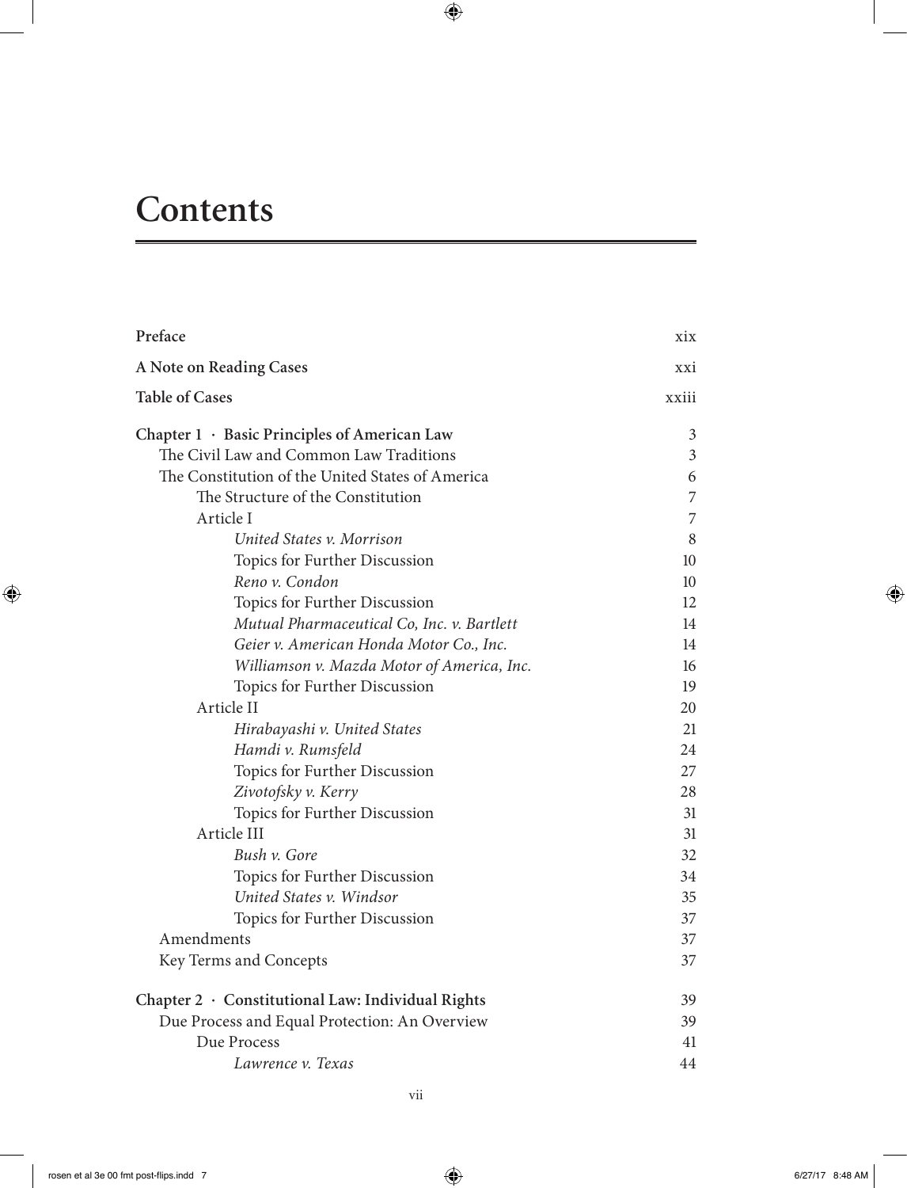# Contents

| | |
|---|---|
| **Preface** | xix |
| **A Note on Reading Cases** | xxi |
| **Table of Cases** | xxiii |
| **Chapter 1 · Basic Principles of American Law** | 3 |
| The Civil Law and Common Law Traditions | 3 |
| The Constitution of the United States of America | 6 |
| The Structure of the Constitution | 7 |
| Article I | 7 |
| *United States v. Morrison* | 8 |
| Topics for Further Discussion | 10 |
| *Reno v. Condon* | 10 |
| Topics for Further Discussion | 12 |
| *Mutual Pharmaceutical Co, Inc. v. Bartlett* | 14 |
| *Geier v. American Honda Motor Co., Inc.* | 14 |
| *Williamson v. Mazda Motor of America, Inc.* | 16 |
| Topics for Further Discussion | 19 |
| Article II | 20 |
| *Hirabayashi v. United States* | 21 |
| *Hamdi v. Rumsfeld* | 24 |
| Topics for Further Discussion | 27 |
| *Zivotofsky v. Kerry* | 28 |
| Topics for Further Discussion | 31 |
| Article III | 31 |
| *Bush v. Gore* | 32 |
| Topics for Further Discussion | 34 |
| *United States v. Windsor* | 35 |
| Topics for Further Discussion | 37 |
| Amendments | 37 |
| Key Terms and Concepts | 37 |
| **Chapter 2 · Constitutional Law: Individual Rights** | 39 |
| Due Process and Equal Protection: An Overview | 39 |
| Due Process | 41 |
| *Lawrence v. Texas* | 44 |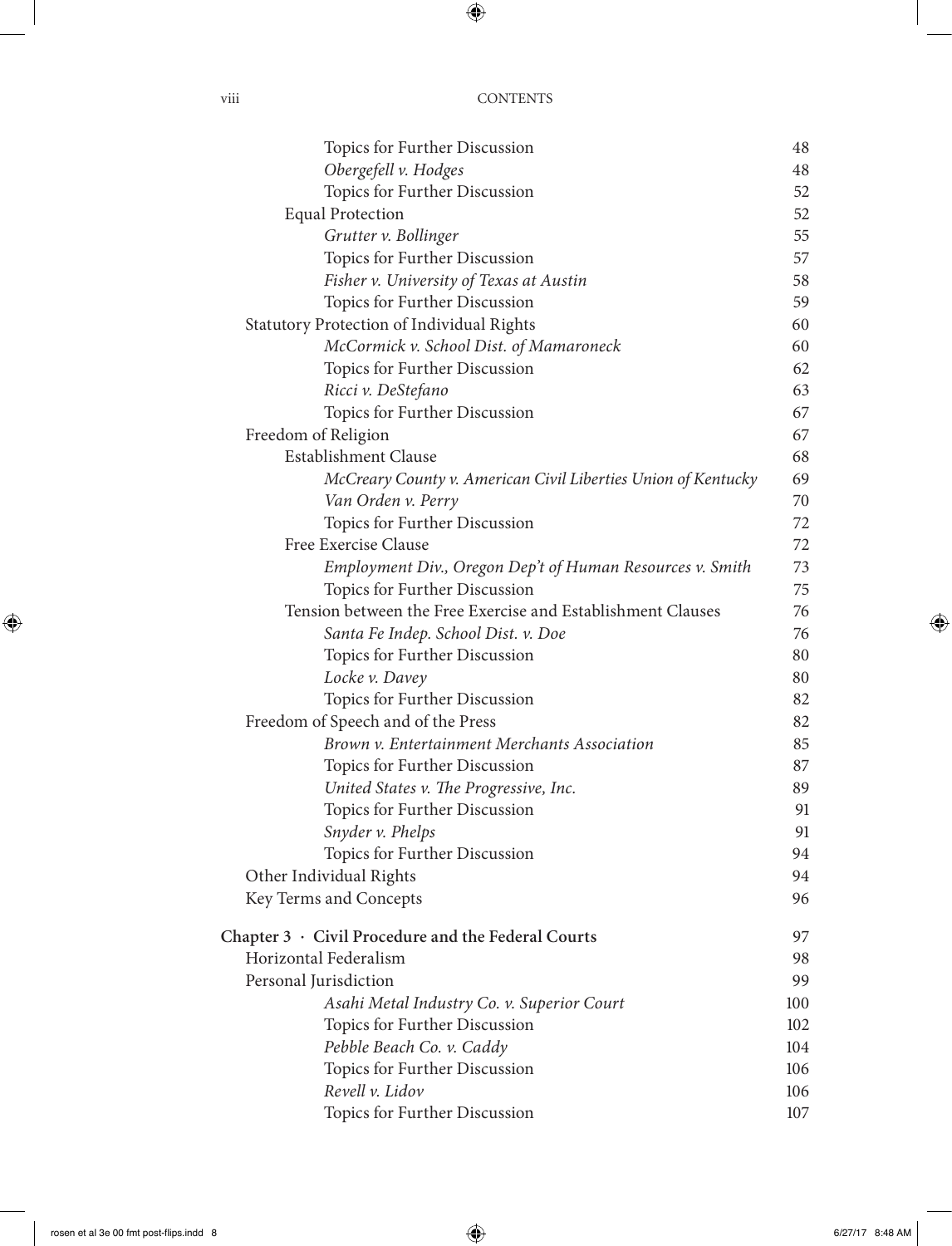| | |
|---|---|
| Topics for Further Discussion | 48 |
| *Obergefell v. Hodges* | 48 |
| Topics for Further Discussion | 52 |
| Equal Protection | 52 |
| *Grutter v. Bollinger* | 55 |
| Topics for Further Discussion | 57 |
| *Fisher v. University of Texas at Austin* | 58 |
| Topics for Further Discussion | 59 |
| Statutory Protection of Individual Rights | 60 |
| *McCormick v. School Dist. of Mamaroneck* | 60 |
| Topics for Further Discussion | 62 |
| *Ricci v. DeStefano* | 63 |
| Topics for Further Discussion | 67 |
| Freedom of Religion | 67 |
| Establishment Clause | 68 |
| *McCreary County v. American Civil Liberties Union of Kentucky* | 69 |
| *Van Orden v. Perry* | 70 |
| Topics for Further Discussion | 72 |
| Free Exercise Clause | 72 |
| *Employment Div., Oregon Dep't of Human Resources v. Smith* | 73 |
| Topics for Further Discussion | 75 |
| Tension between the Free Exercise and Establishment Clauses | 76 |
| *Santa Fe Indep. School Dist. v. Doe* | 76 |
| Topics for Further Discussion | 80 |
| *Locke v. Davey* | 80 |
| Topics for Further Discussion | 82 |
| Freedom of Speech and of the Press | 82 |
| *Brown v. Entertainment Merchants Association* | 85 |
| Topics for Further Discussion | 87 |
| *United States v. The Progressive, Inc.* | 89 |
| Topics for Further Discussion | 91 |
| *Snyder v. Phelps* | 91 |
| Topics for Further Discussion | 94 |
| Other Individual Rights | 94 |
| Key Terms and Concepts | 96 |
| **Chapter 3 · Civil Procedure and the Federal Courts** | **97** |
| Horizontal Federalism | 98 |
| Personal Jurisdiction | 99 |
| *Asahi Metal Industry Co. v. Superior Court* | 100 |
| Topics for Further Discussion | 102 |
| *Pebble Beach Co. v. Caddy* | 104 |
| Topics for Further Discussion | 106 |
| *Revell v. Lidov* | 106 |
| Topics for Further Discussion | 107 |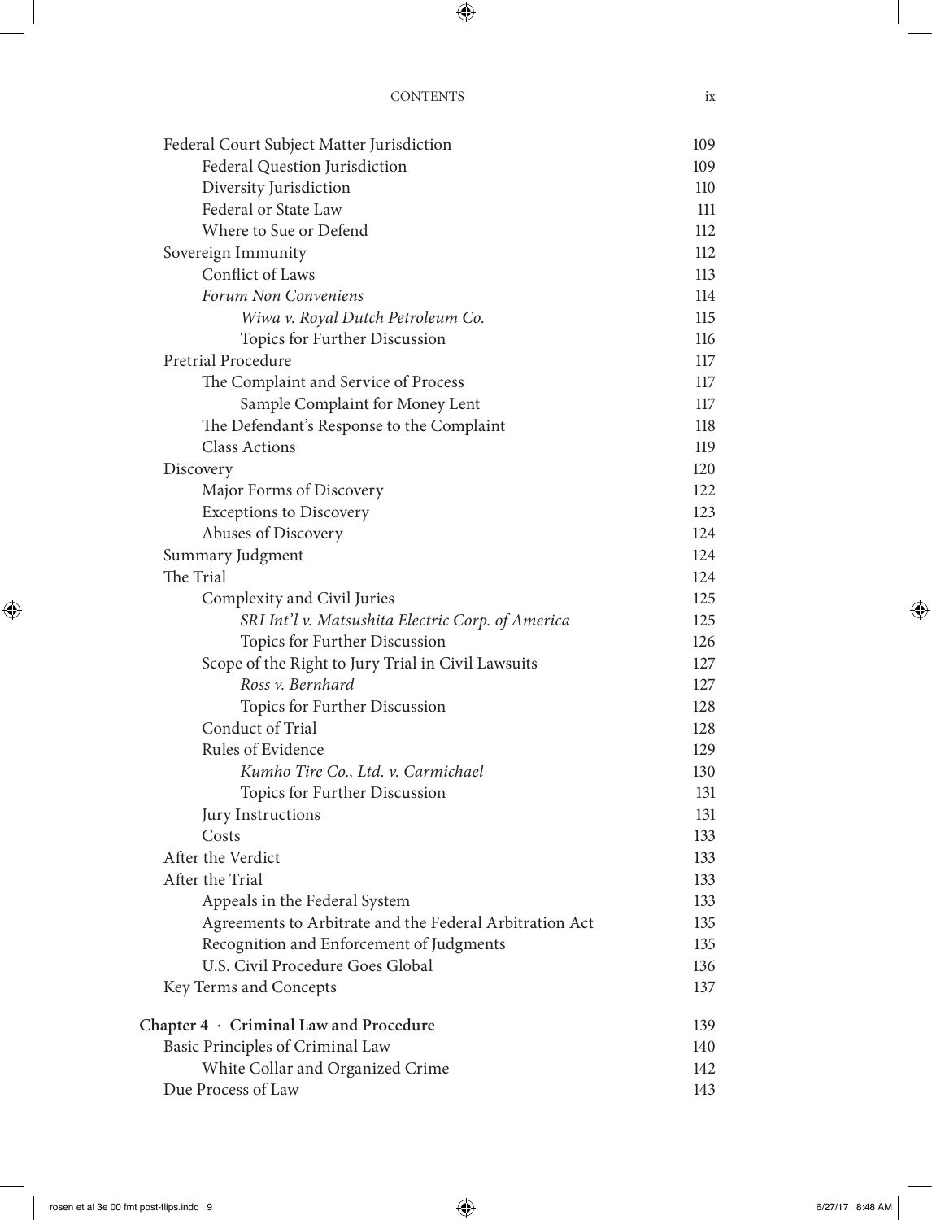Federal Court Subject Matter Jurisdiction 109
- Federal Question Jurisdiction 109
- Diversity Jurisdiction 110
- Federal or State Law 111
- Where to Sue or Defend 112

Sovereign Immunity 112
- Conflict of Laws 113
- *Forum Non Conveniens* 114
  - *Wiwa v. Royal Dutch Petroleum Co.* 115
  - Topics for Further Discussion 116

Pretrial Procedure 117
- The Complaint and Service of Process 117
  - Sample Complaint for Money Lent 117
- The Defendant's Response to the Complaint 118
- Class Actions 119

Discovery 120
- Major Forms of Discovery 122
- Exceptions to Discovery 123
- Abuses of Discovery 124

Summary Judgment 124

The Trial 124
- Complexity and Civil Juries 125
  - *SRI Int'l v. Matsushita Electric Corp. of America* 125
  - Topics for Further Discussion 126
- Scope of the Right to Jury Trial in Civil Lawsuits 127
  - *Ross v. Bernhard* 127
  - Topics for Further Discussion 128
- Conduct of Trial 128
- Rules of Evidence 129
  - *Kumho Tire Co., Ltd. v. Carmichael* 130
  - Topics for Further Discussion 131
- Jury Instructions 131
- Costs 133

After the Verdict 133

After the Trial 133
- Appeals in the Federal System 133
- Agreements to Arbitrate and the Federal Arbitration Act 135
- Recognition and Enforcement of Judgments 135
- U.S. Civil Procedure Goes Global 136

Key Terms and Concepts 137

**Chapter 4 · Criminal Law and Procedure** 139

Basic Principles of Criminal Law 140
- White Collar and Organized Crime 142

Due Process of Law 143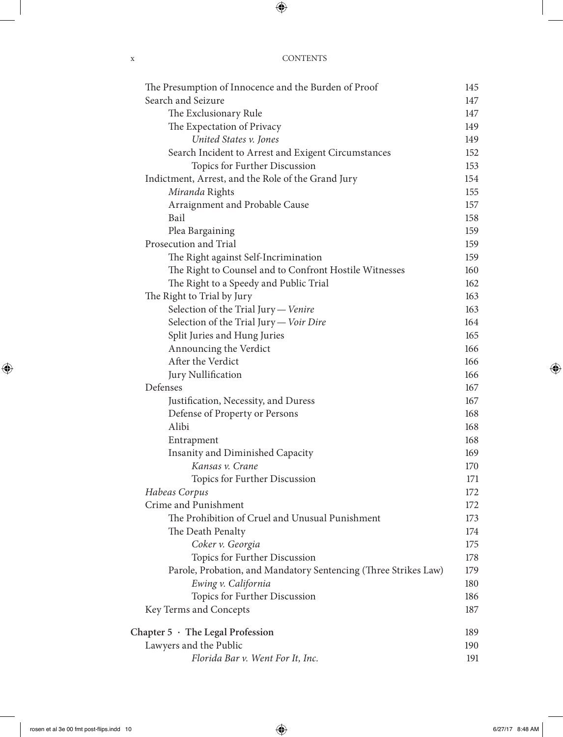| | |
|---|---|
| The Presumption of Innocence and the Burden of Proof | 145 |
| Search and Seizure | 147 |
| &nbsp;&nbsp;&nbsp;&nbsp;The Exclusionary Rule | 147 |
| &nbsp;&nbsp;&nbsp;&nbsp;The Expectation of Privacy | 149 |
| &nbsp;&nbsp;&nbsp;&nbsp;&nbsp;&nbsp;&nbsp;&nbsp;*United States v. Jones* | 149 |
| &nbsp;&nbsp;&nbsp;&nbsp;Search Incident to Arrest and Exigent Circumstances | 152 |
| &nbsp;&nbsp;&nbsp;&nbsp;&nbsp;&nbsp;&nbsp;&nbsp;Topics for Further Discussion | 153 |
| Indictment, Arrest, and the Role of the Grand Jury | 154 |
| &nbsp;&nbsp;&nbsp;&nbsp;*Miranda* Rights | 155 |
| &nbsp;&nbsp;&nbsp;&nbsp;Arraignment and Probable Cause | 157 |
| &nbsp;&nbsp;&nbsp;&nbsp;Bail | 158 |
| &nbsp;&nbsp;&nbsp;&nbsp;Plea Bargaining | 159 |
| Prosecution and Trial | 159 |
| &nbsp;&nbsp;&nbsp;&nbsp;The Right against Self-Incrimination | 159 |
| &nbsp;&nbsp;&nbsp;&nbsp;The Right to Counsel and to Confront Hostile Witnesses | 160 |
| &nbsp;&nbsp;&nbsp;&nbsp;The Right to a Speedy and Public Trial | 162 |
| The Right to Trial by Jury | 163 |
| &nbsp;&nbsp;&nbsp;&nbsp;Selection of the Trial Jury — *Venire* | 163 |
| &nbsp;&nbsp;&nbsp;&nbsp;Selection of the Trial Jury — *Voir Dire* | 164 |
| &nbsp;&nbsp;&nbsp;&nbsp;Split Juries and Hung Juries | 165 |
| &nbsp;&nbsp;&nbsp;&nbsp;Announcing the Verdict | 166 |
| &nbsp;&nbsp;&nbsp;&nbsp;After the Verdict | 166 |
| &nbsp;&nbsp;&nbsp;&nbsp;Jury Nullification | 166 |
| Defenses | 167 |
| &nbsp;&nbsp;&nbsp;&nbsp;Justification, Necessity, and Duress | 167 |
| &nbsp;&nbsp;&nbsp;&nbsp;Defense of Property or Persons | 168 |
| &nbsp;&nbsp;&nbsp;&nbsp;Alibi | 168 |
| &nbsp;&nbsp;&nbsp;&nbsp;Entrapment | 168 |
| &nbsp;&nbsp;&nbsp;&nbsp;Insanity and Diminished Capacity | 169 |
| &nbsp;&nbsp;&nbsp;&nbsp;&nbsp;&nbsp;&nbsp;&nbsp;*Kansas v. Crane* | 170 |
| &nbsp;&nbsp;&nbsp;&nbsp;&nbsp;&nbsp;&nbsp;&nbsp;Topics for Further Discussion | 171 |
| *Habeas Corpus* | 172 |
| Crime and Punishment | 172 |
| &nbsp;&nbsp;&nbsp;&nbsp;The Prohibition of Cruel and Unusual Punishment | 173 |
| &nbsp;&nbsp;&nbsp;&nbsp;The Death Penalty | 174 |
| &nbsp;&nbsp;&nbsp;&nbsp;&nbsp;&nbsp;&nbsp;&nbsp;*Coker v. Georgia* | 175 |
| &nbsp;&nbsp;&nbsp;&nbsp;&nbsp;&nbsp;&nbsp;&nbsp;Topics for Further Discussion | 178 |
| &nbsp;&nbsp;&nbsp;&nbsp;Parole, Probation, and Mandatory Sentencing (Three Strikes Law) | 179 |
| &nbsp;&nbsp;&nbsp;&nbsp;&nbsp;&nbsp;&nbsp;&nbsp;*Ewing v. California* | 180 |
| &nbsp;&nbsp;&nbsp;&nbsp;&nbsp;&nbsp;&nbsp;&nbsp;Topics for Further Discussion | 186 |
| Key Terms and Concepts | 187 |
| **Chapter 5 · The Legal Profession** | **189** |
| Lawyers and the Public | 190 |
| &nbsp;&nbsp;&nbsp;&nbsp;&nbsp;&nbsp;&nbsp;&nbsp;*Florida Bar v. Went For It, Inc.* | 191 |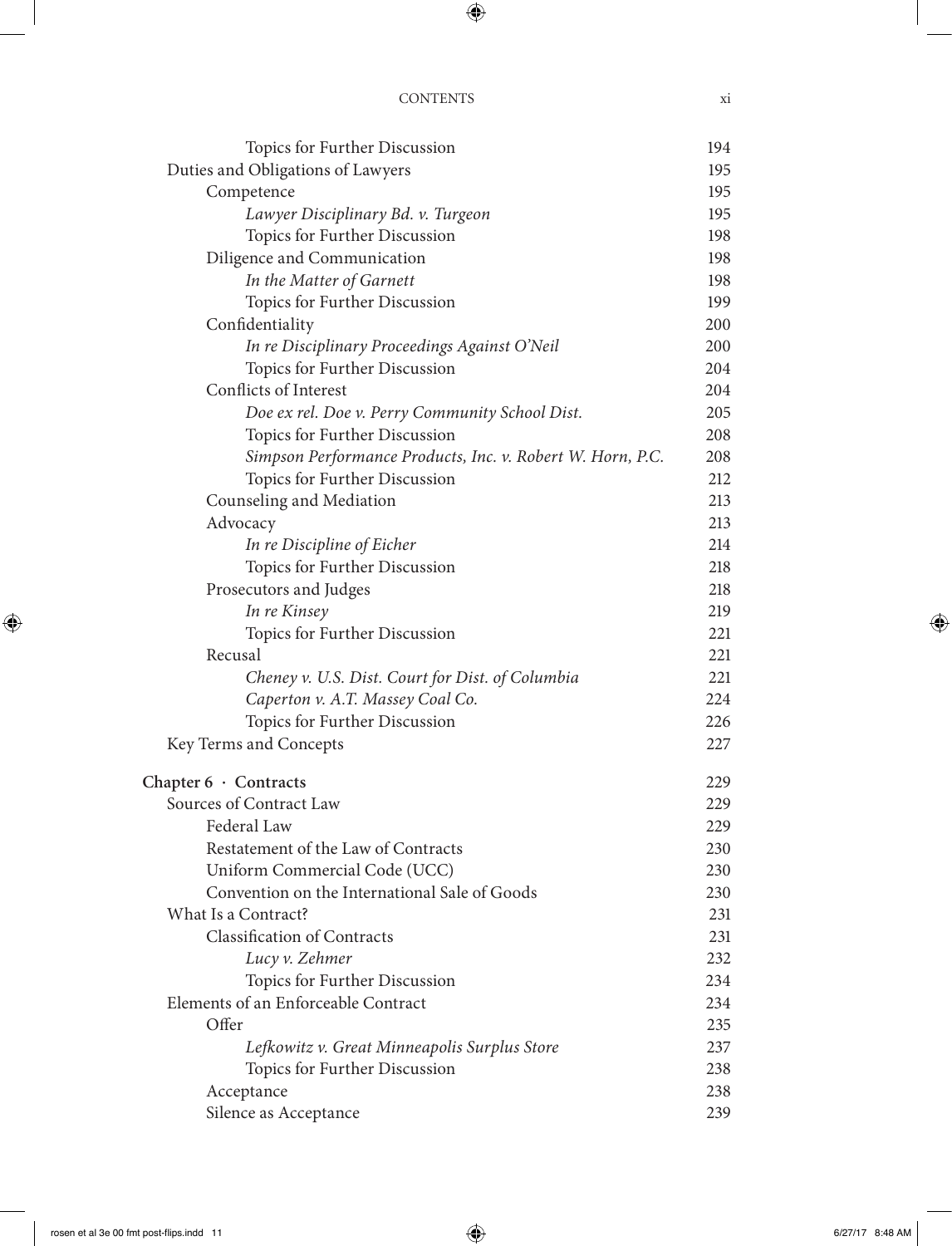| | |
|---|---|
| Topics for Further Discussion | 194 |
| Duties and Obligations of Lawyers | 195 |
| Competence | 195 |
| *Lawyer Disciplinary Bd. v. Turgeon* | 195 |
| Topics for Further Discussion | 198 |
| Diligence and Communication | 198 |
| *In the Matter of Garnett* | 198 |
| Topics for Further Discussion | 199 |
| Confidentiality | 200 |
| *In re Disciplinary Proceedings Against O'Neil* | 200 |
| Topics for Further Discussion | 204 |
| Conflicts of Interest | 204 |
| *Doe ex rel. Doe v. Perry Community School Dist.* | 205 |
| Topics for Further Discussion | 208 |
| *Simpson Performance Products, Inc. v. Robert W. Horn, P.C.* | 208 |
| Topics for Further Discussion | 212 |
| Counseling and Mediation | 213 |
| Advocacy | 213 |
| *In re Discipline of Eicher* | 214 |
| Topics for Further Discussion | 218 |
| Prosecutors and Judges | 218 |
| *In re Kinsey* | 219 |
| Topics for Further Discussion | 221 |
| Recusal | 221 |
| *Cheney v. U.S. Dist. Court for Dist. of Columbia* | 221 |
| *Caperton v. A.T. Massey Coal Co.* | 224 |
| Topics for Further Discussion | 226 |
| Key Terms and Concepts | 227 |
| **Chapter 6 · Contracts** | 229 |
| Sources of Contract Law | 229 |
| Federal Law | 229 |
| Restatement of the Law of Contracts | 230 |
| Uniform Commercial Code (UCC) | 230 |
| Convention on the International Sale of Goods | 230 |
| What Is a Contract? | 231 |
| Classification of Contracts | 231 |
| *Lucy v. Zehmer* | 232 |
| Topics for Further Discussion | 234 |
| Elements of an Enforceable Contract | 234 |
| Offer | 235 |
| *Lefkowitz v. Great Minneapolis Surplus Store* | 237 |
| Topics for Further Discussion | 238 |
| Acceptance | 238 |
| Silence as Acceptance | 239 |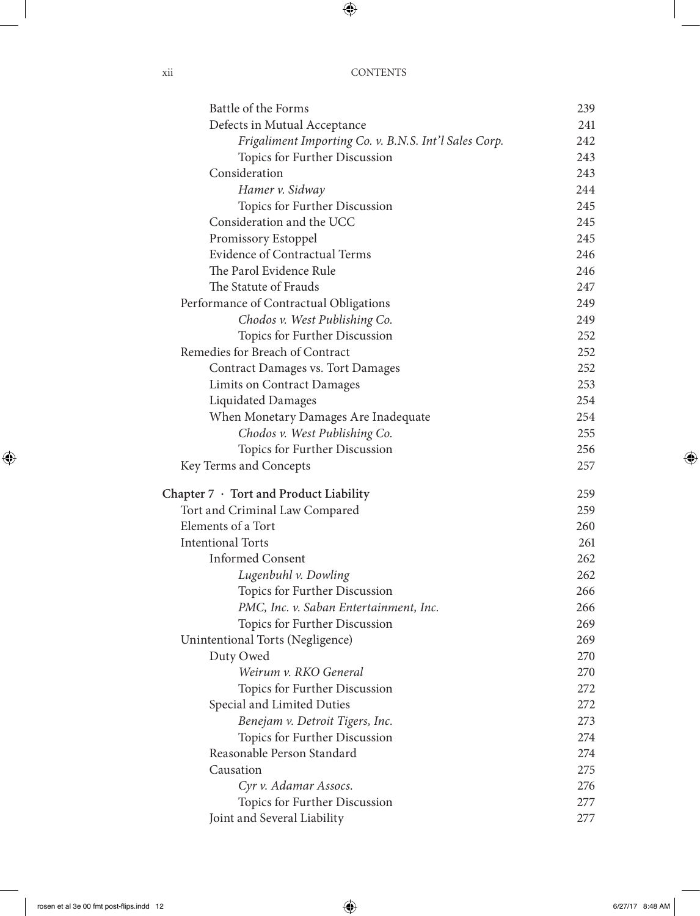| | |
|---|---|
| Battle of the Forms | 239 |
| Defects in Mutual Acceptance | 241 |
| *Frigaliment Importing Co. v. B.N.S. Int'l Sales Corp.* | 242 |
| Topics for Further Discussion | 243 |
| Consideration | 243 |
| *Hamer v. Sidway* | 244 |
| Topics for Further Discussion | 245 |
| Consideration and the UCC | 245 |
| Promissory Estoppel | 245 |
| Evidence of Contractual Terms | 246 |
| The Parol Evidence Rule | 246 |
| The Statute of Frauds | 247 |
| Performance of Contractual Obligations | 249 |
| *Chodos v. West Publishing Co.* | 249 |
| Topics for Further Discussion | 252 |
| Remedies for Breach of Contract | 252 |
| Contract Damages vs. Tort Damages | 252 |
| Limits on Contract Damages | 253 |
| Liquidated Damages | 254 |
| When Monetary Damages Are Inadequate | 254 |
| *Chodos v. West Publishing Co.* | 255 |
| Topics for Further Discussion | 256 |
| Key Terms and Concepts | 257 |
| **Chapter 7 · Tort and Product Liability** | **259** |
| Tort and Criminal Law Compared | 259 |
| Elements of a Tort | 260 |
| Intentional Torts | 261 |
| Informed Consent | 262 |
| *Lugenbuhl v. Dowling* | 262 |
| Topics for Further Discussion | 266 |
| *PMC, Inc. v. Saban Entertainment, Inc.* | 266 |
| Topics for Further Discussion | 269 |
| Unintentional Torts (Negligence) | 269 |
| Duty Owed | 270 |
| *Weirum v. RKO General* | 270 |
| Topics for Further Discussion | 272 |
| Special and Limited Duties | 272 |
| *Benejam v. Detroit Tigers, Inc.* | 273 |
| Topics for Further Discussion | 274 |
| Reasonable Person Standard | 274 |
| Causation | 275 |
| *Cyr v. Adamar Assocs.* | 276 |
| Topics for Further Discussion | 277 |
| Joint and Several Liability | 277 |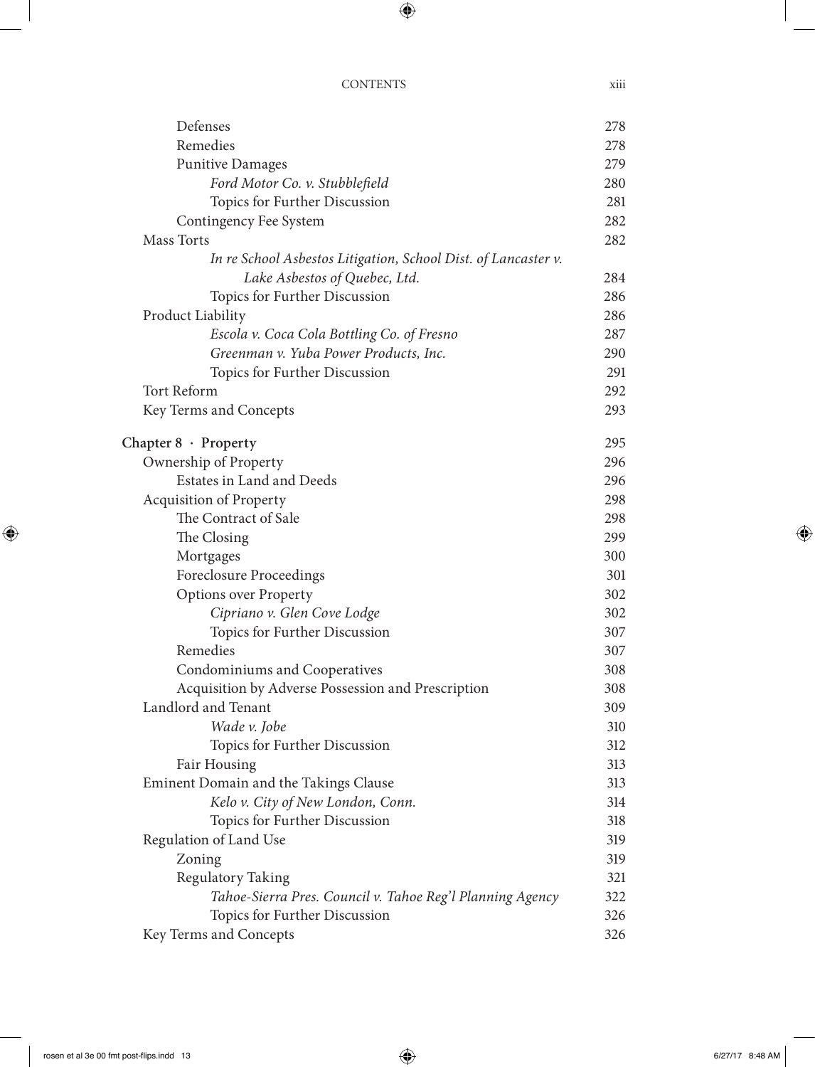| | |
|---|---|
| Defenses | 278 |
| Remedies | 278 |
| Punitive Damages | 279 |
| *Ford Motor Co. v. Stubblefield* | 280 |
| Topics for Further Discussion | 281 |
| Contingency Fee System | 282 |
| Mass Torts | 282 |
| *In re School Asbestos Litigation, School Dist. of Lancaster v. Lake Asbestos of Quebec, Ltd.* | 284 |
| Topics for Further Discussion | 286 |
| Product Liability | 286 |
| *Escola v. Coca Cola Bottling Co. of Fresno* | 287 |
| *Greenman v. Yuba Power Products, Inc.* | 290 |
| Topics for Further Discussion | 291 |
| Tort Reform | 292 |
| Key Terms and Concepts | 293 |
| **Chapter 8 · Property** | 295 |
| Ownership of Property | 296 |
| Estates in Land and Deeds | 296 |
| Acquisition of Property | 298 |
| The Contract of Sale | 298 |
| The Closing | 299 |
| Mortgages | 300 |
| Foreclosure Proceedings | 301 |
| Options over Property | 302 |
| *Cipriano v. Glen Cove Lodge* | 302 |
| Topics for Further Discussion | 307 |
| Remedies | 307 |
| Condominiums and Cooperatives | 308 |
| Acquisition by Adverse Possession and Prescription | 308 |
| Landlord and Tenant | 309 |
| *Wade v. Jobe* | 310 |
| Topics for Further Discussion | 312 |
| Fair Housing | 313 |
| Eminent Domain and the Takings Clause | 313 |
| *Kelo v. City of New London, Conn.* | 314 |
| Topics for Further Discussion | 318 |
| Regulation of Land Use | 319 |
| Zoning | 319 |
| Regulatory Taking | 321 |
| *Tahoe-Sierra Pres. Council v. Tahoe Reg'l Planning Agency* | 322 |
| Topics for Further Discussion | 326 |
| Key Terms and Concepts | 326 |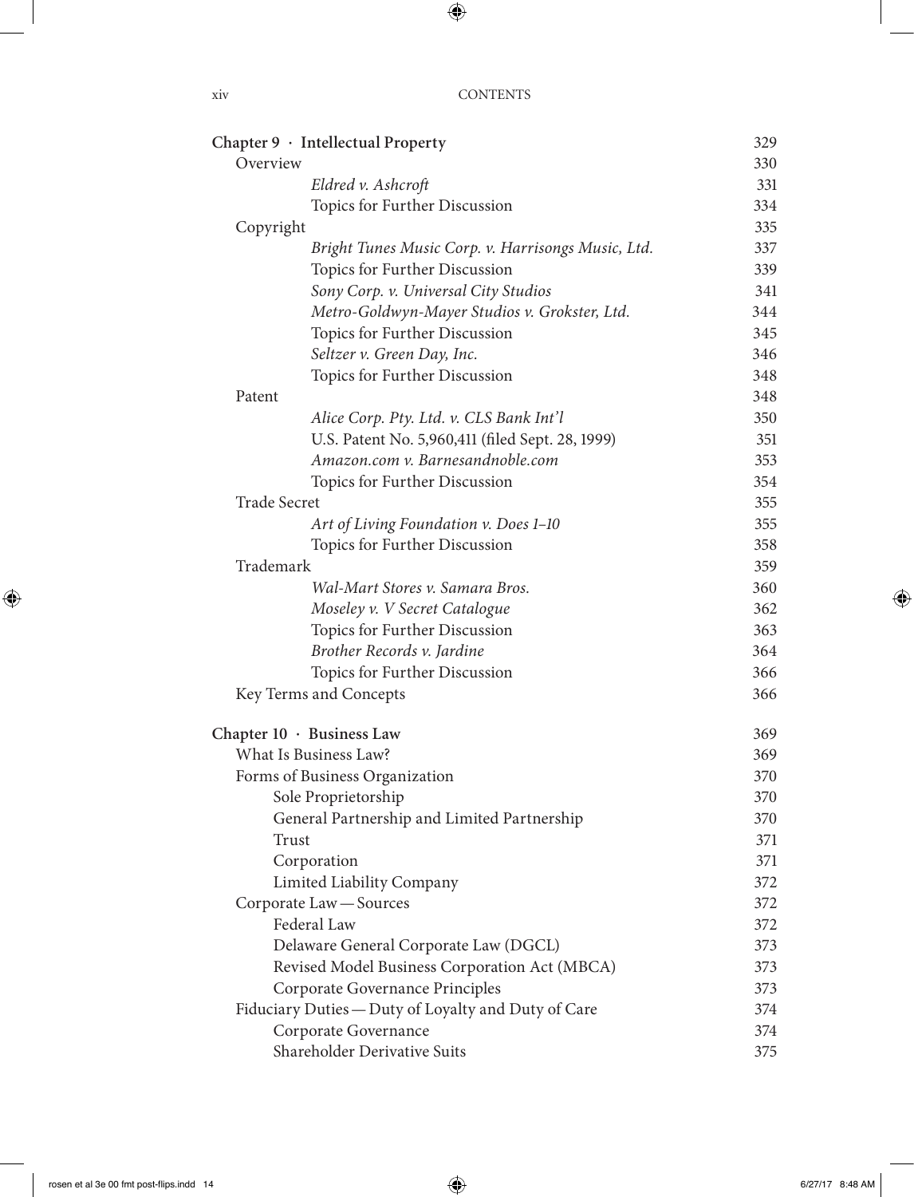**Chapter 9 · Intellectual Property** 329

- Overview 330
    - *Eldred v. Ashcroft* 331
    - Topics for Further Discussion 334
- Copyright 335
    - *Bright Tunes Music Corp. v. Harrisongs Music, Ltd.* 337
    - Topics for Further Discussion 339
    - *Sony Corp. v. Universal City Studios* 341
    - *Metro-Goldwyn-Mayer Studios v. Grokster, Ltd.* 344
    - Topics for Further Discussion 345
    - *Seltzer v. Green Day, Inc.* 346
    - Topics for Further Discussion 348
- Patent 348
    - *Alice Corp. Pty. Ltd. v. CLS Bank Int'l* 350
    - U.S. Patent No. 5,960,411 (filed Sept. 28, 1999) 351
    - *Amazon.com v. Barnesandnoble.com* 353
    - Topics for Further Discussion 354
- Trade Secret 355
    - *Art of Living Foundation v. Does 1–10* 355
    - Topics for Further Discussion 358
- Trademark 359
    - *Wal-Mart Stores v. Samara Bros.* 360
    - *Moseley v. V Secret Catalogue* 362
    - Topics for Further Discussion 363
    - *Brother Records v. Jardine* 364
    - Topics for Further Discussion 366
- Key Terms and Concepts 366

**Chapter 10 · Business Law** 369

- What Is Business Law? 369
- Forms of Business Organization 370
    - Sole Proprietorship 370
    - General Partnership and Limited Partnership 370
    - Trust 371
    - Corporation 371
    - Limited Liability Company 372
- Corporate Law — Sources 372
    - Federal Law 372
    - Delaware General Corporate Law (DGCL) 373
    - Revised Model Business Corporation Act (MBCA) 373
    - Corporate Governance Principles 373
- Fiduciary Duties — Duty of Loyalty and Duty of Care 374
    - Corporate Governance 374
    - Shareholder Derivative Suits 375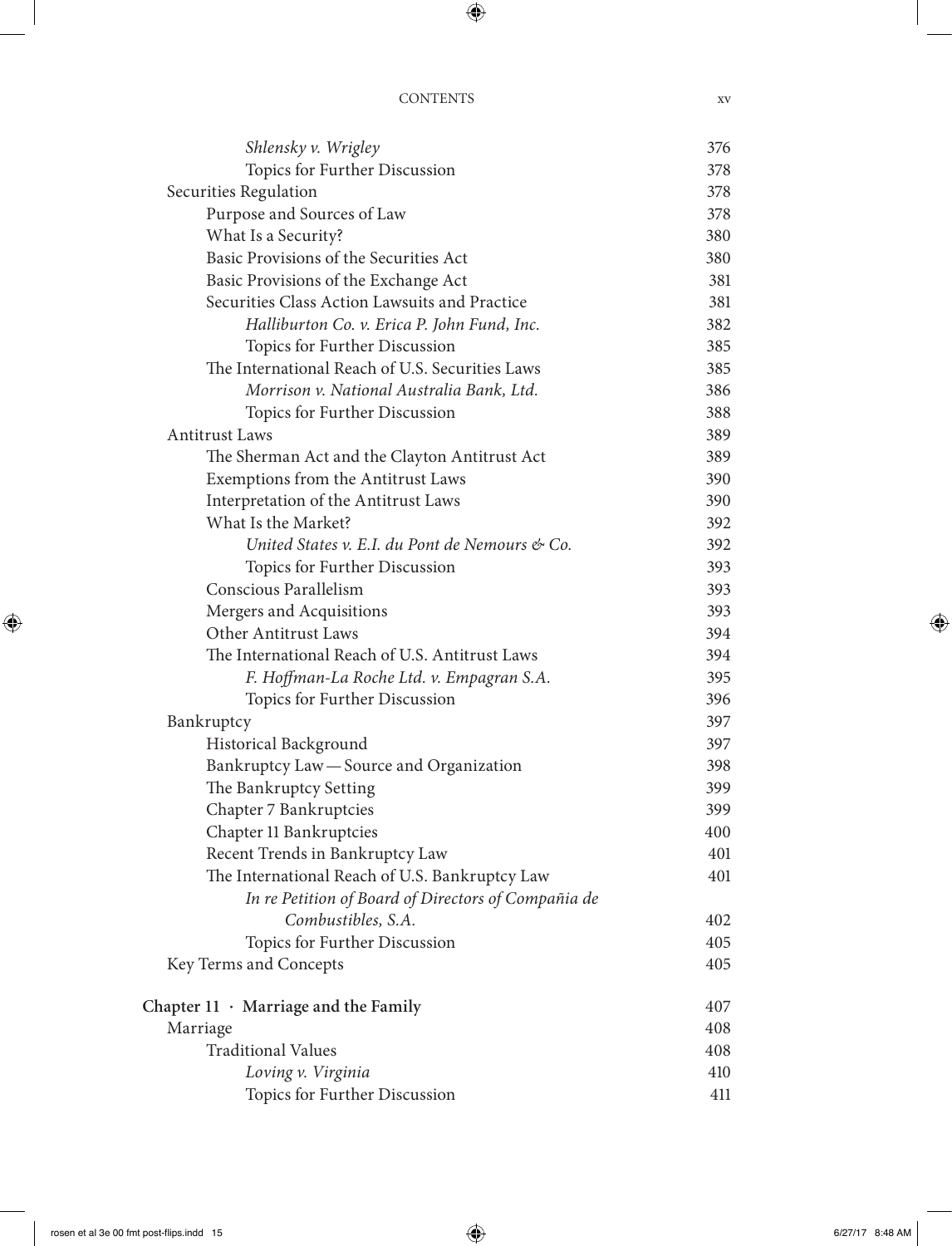| | |
|---|---|
| *Shlensky v. Wrigley* | 376 |
| Topics for Further Discussion | 378 |
| Securities Regulation | 378 |
| Purpose and Sources of Law | 378 |
| What Is a Security? | 380 |
| Basic Provisions of the Securities Act | 380 |
| Basic Provisions of the Exchange Act | 381 |
| Securities Class Action Lawsuits and Practice | 381 |
| *Halliburton Co. v. Erica P. John Fund, Inc.* | 382 |
| Topics for Further Discussion | 385 |
| The International Reach of U.S. Securities Laws | 385 |
| *Morrison v. National Australia Bank, Ltd.* | 386 |
| Topics for Further Discussion | 388 |
| Antitrust Laws | 389 |
| The Sherman Act and the Clayton Antitrust Act | 389 |
| Exemptions from the Antitrust Laws | 390 |
| Interpretation of the Antitrust Laws | 390 |
| What Is the Market? | 392 |
| *United States v. E.I. du Pont de Nemours & Co.* | 392 |
| Topics for Further Discussion | 393 |
| Conscious Parallelism | 393 |
| Mergers and Acquisitions | 393 |
| Other Antitrust Laws | 394 |
| The International Reach of U.S. Antitrust Laws | 394 |
| *F. Hoffman-La Roche Ltd. v. Empagran S.A.* | 395 |
| Topics for Further Discussion | 396 |
| Bankruptcy | 397 |
| Historical Background | 397 |
| Bankruptcy Law — Source and Organization | 398 |
| The Bankruptcy Setting | 399 |
| Chapter 7 Bankruptcies | 399 |
| Chapter 11 Bankruptcies | 400 |
| Recent Trends in Bankruptcy Law | 401 |
| The International Reach of U.S. Bankruptcy Law | 401 |
| *In re Petition of Board of Directors of Compañia de Combustibles, S.A.* | 402 |
| Topics for Further Discussion | 405 |
| Key Terms and Concepts | 405 |
| **Chapter 11 · Marriage and the Family** | 407 |
| Marriage | 408 |
| Traditional Values | 408 |
| *Loving v. Virginia* | 410 |
| Topics for Further Discussion | 411 |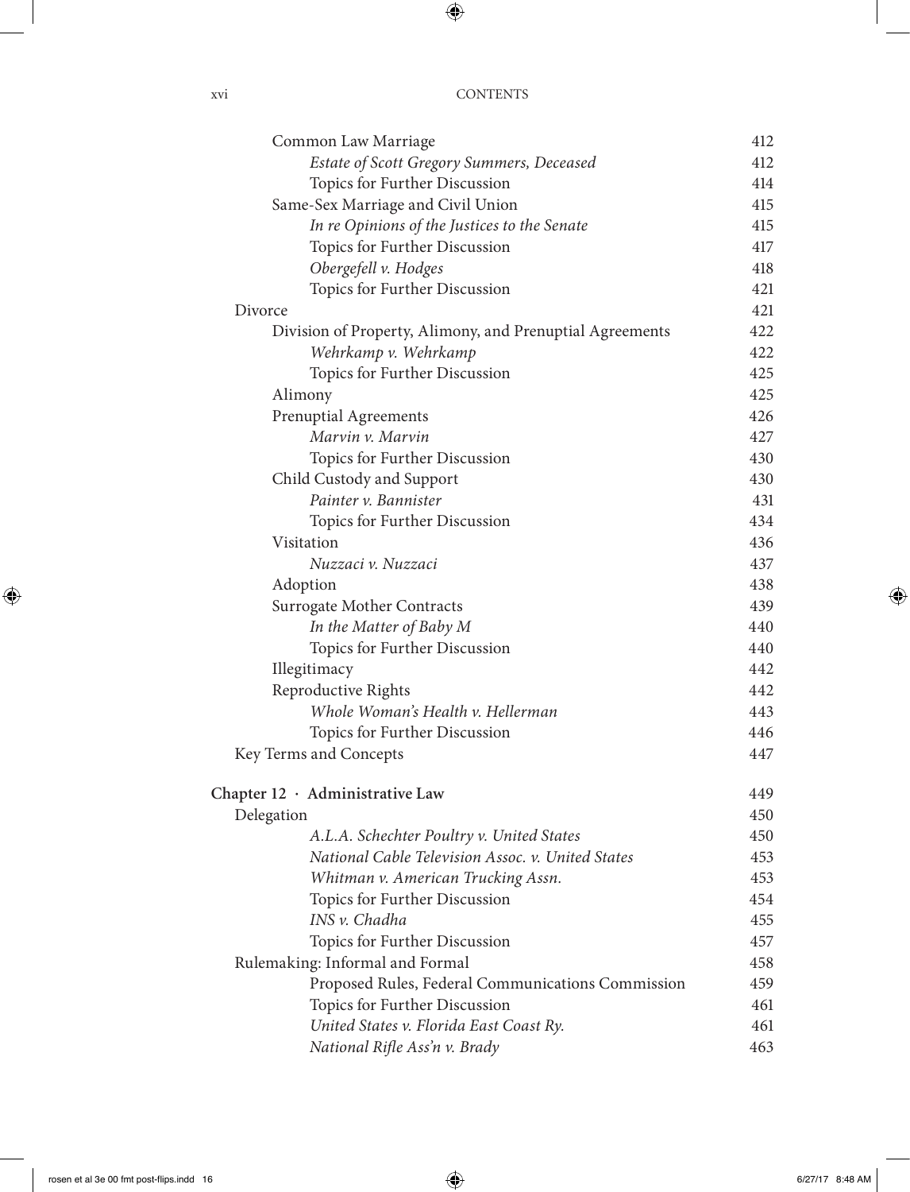| | |
|---|---|
| Common Law Marriage | 412 |
| *Estate of Scott Gregory Summers, Deceased* | 412 |
| Topics for Further Discussion | 414 |
| Same-Sex Marriage and Civil Union | 415 |
| *In re Opinions of the Justices to the Senate* | 415 |
| Topics for Further Discussion | 417 |
| *Obergefell v. Hodges* | 418 |
| Topics for Further Discussion | 421 |
| Divorce | 421 |
| Division of Property, Alimony, and Prenuptial Agreements | 422 |
| *Wehrkamp v. Wehrkamp* | 422 |
| Topics for Further Discussion | 425 |
| Alimony | 425 |
| Prenuptial Agreements | 426 |
| *Marvin v. Marvin* | 427 |
| Topics for Further Discussion | 430 |
| Child Custody and Support | 430 |
| *Painter v. Bannister* | 431 |
| Topics for Further Discussion | 434 |
| Visitation | 436 |
| *Nuzzaci v. Nuzzaci* | 437 |
| Adoption | 438 |
| Surrogate Mother Contracts | 439 |
| *In the Matter of Baby M* | 440 |
| Topics for Further Discussion | 440 |
| Illegitimacy | 442 |
| Reproductive Rights | 442 |
| *Whole Woman's Health v. Hellerman* | 443 |
| Topics for Further Discussion | 446 |
| Key Terms and Concepts | 447 |
| **Chapter 12 · Administrative Law** | **449** |
| Delegation | 450 |
| *A.L.A. Schechter Poultry v. United States* | 450 |
| *National Cable Television Assoc. v. United States* | 453 |
| *Whitman v. American Trucking Assn.* | 453 |
| Topics for Further Discussion | 454 |
| *INS v. Chadha* | 455 |
| Topics for Further Discussion | 457 |
| Rulemaking: Informal and Formal | 458 |
| Proposed Rules, Federal Communications Commission | 459 |
| Topics for Further Discussion | 461 |
| *United States v. Florida East Coast Ry.* | 461 |
| *National Rifle Ass'n v. Brady* | 463 |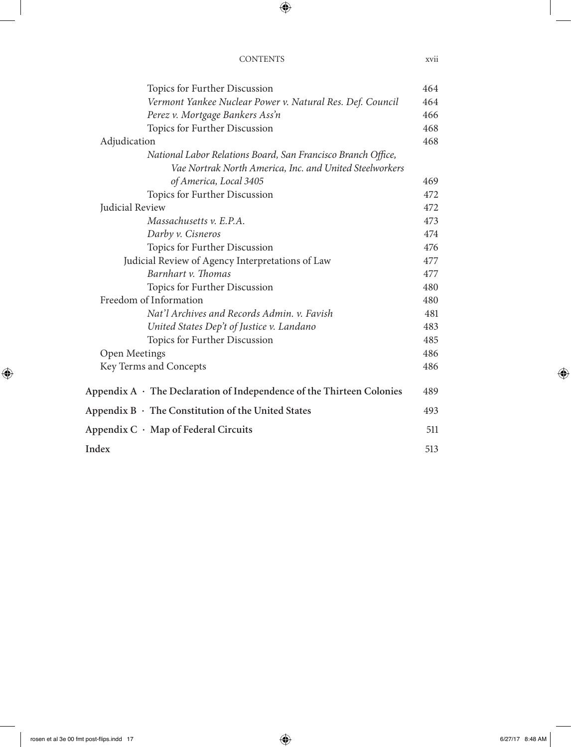Topics for Further Discussion 464

*Vermont Yankee Nuclear Power v. Natural Res. Def. Council* 464

*Perez v. Mortgage Bankers Ass'n* 466

Topics for Further Discussion 468

Adjudication 468

*National Labor Relations Board, San Francisco Branch Office, Vae Nortrak North America, Inc. and United Steelworkers of America, Local 3405* 469

Topics for Further Discussion 472

Judicial Review 472

*Massachusetts v. E.P.A.* 473

*Darby v. Cisneros* 474

Topics for Further Discussion 476

Judicial Review of Agency Interpretations of Law 477

*Barnhart v. Thomas* 477

Topics for Further Discussion 480

Freedom of Information 480

*Nat'l Archives and Records Admin. v. Favish* 481

*United States Dep't of Justice v. Landano* 483

Topics for Further Discussion 485

Open Meetings 486

Key Terms and Concepts 486

**Appendix A · The Declaration of Independence of the Thirteen Colonies** 489

**Appendix B · The Constitution of the United States** 493

**Appendix C · Map of Federal Circuits** 511

**Index** 513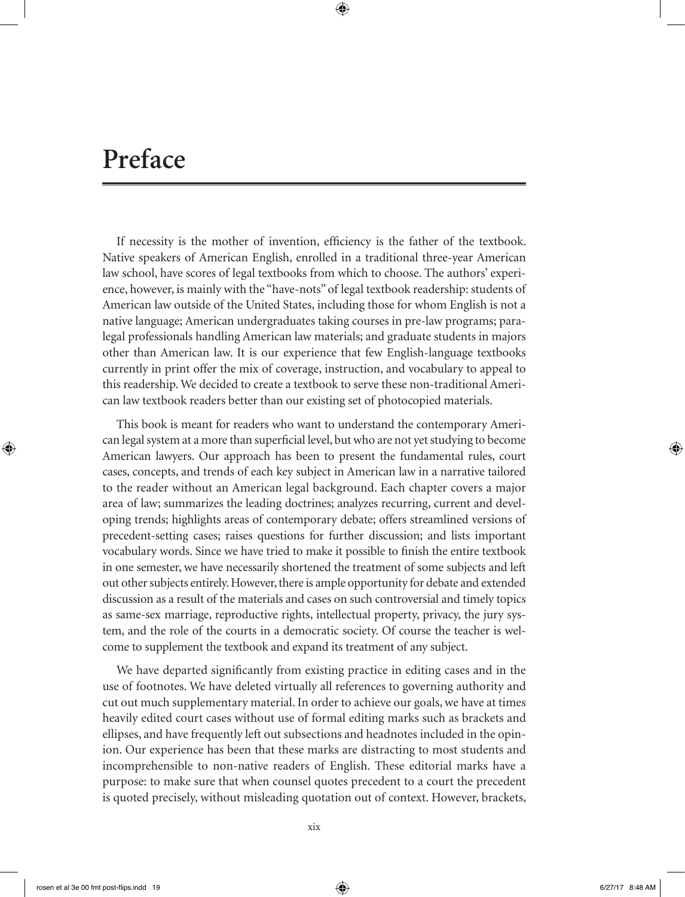# Preface

If necessity is the mother of invention, efficiency is the father of the textbook. Native speakers of American English, enrolled in a traditional three-year American law school, have scores of legal textbooks from which to choose. The authors' experience, however, is mainly with the "have-nots" of legal textbook readership: students of American law outside of the United States, including those for whom English is not a native language; American undergraduates taking courses in pre-law programs; paralegal professionals handling American law materials; and graduate students in majors other than American law. It is our experience that few English-language textbooks currently in print offer the mix of coverage, instruction, and vocabulary to appeal to this readership. We decided to create a textbook to serve these non-traditional American law textbook readers better than our existing set of photocopied materials.

This book is meant for readers who want to understand the contemporary American legal system at a more than superficial level, but who are not yet studying to become American lawyers. Our approach has been to present the fundamental rules, court cases, concepts, and trends of each key subject in American law in a narrative tailored to the reader without an American legal background. Each chapter covers a major area of law; summarizes the leading doctrines; analyzes recurring, current and developing trends; highlights areas of contemporary debate; offers streamlined versions of precedent-setting cases; raises questions for further discussion; and lists important vocabulary words. Since we have tried to make it possible to finish the entire textbook in one semester, we have necessarily shortened the treatment of some subjects and left out other subjects entirely. However, there is ample opportunity for debate and extended discussion as a result of the materials and cases on such controversial and timely topics as same-sex marriage, reproductive rights, intellectual property, privacy, the jury system, and the role of the courts in a democratic society. Of course the teacher is welcome to supplement the textbook and expand its treatment of any subject.

We have departed significantly from existing practice in editing cases and in the use of footnotes. We have deleted virtually all references to governing authority and cut out much supplementary material. In order to achieve our goals, we have at times heavily edited court cases without use of formal editing marks such as brackets and ellipses, and have frequently left out subsections and headnotes included in the opinion. Our experience has been that these marks are distracting to most students and incomprehensible to non-native readers of English. These editorial marks have a purpose: to make sure that when counsel quotes precedent to a court the precedent is quoted precisely, without misleading quotation out of context. However, brackets,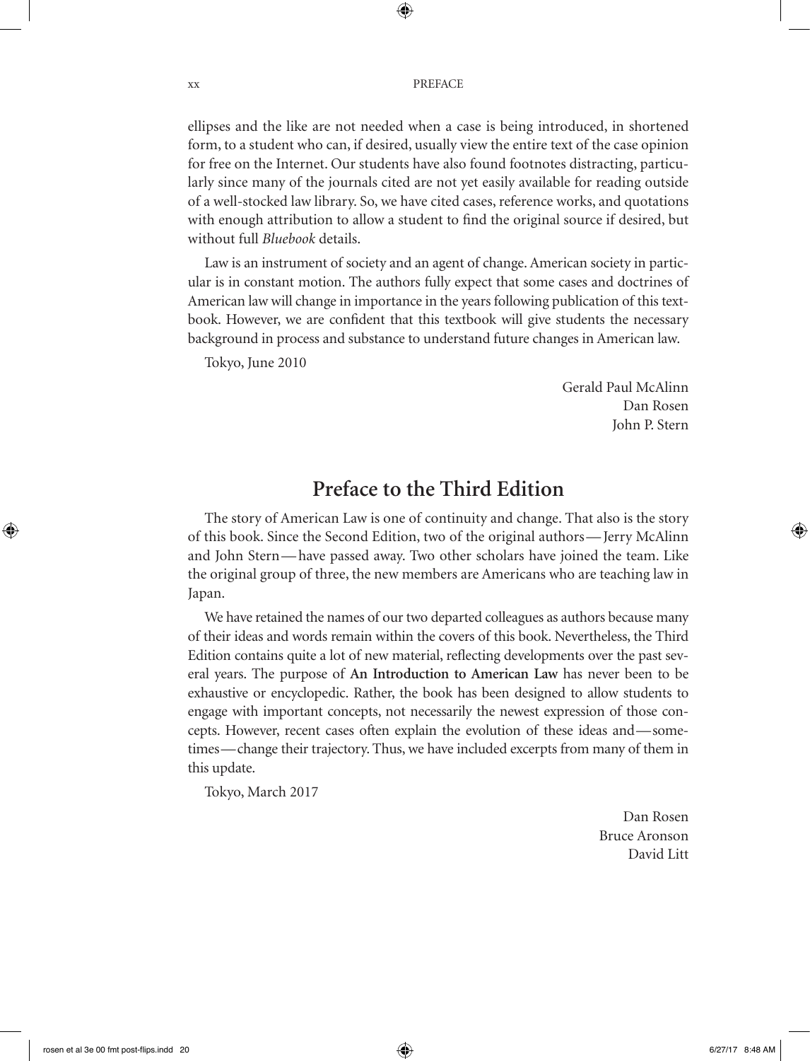ellipses and the like are not needed when a case is being introduced, in shortened form, to a student who can, if desired, usually view the entire text of the case opinion for free on the Internet. Our students have also found footnotes distracting, particularly since many of the journals cited are not yet easily available for reading outside of a well-stocked law library. So, we have cited cases, reference works, and quotations with enough attribution to allow a student to find the original source if desired, but without full *Bluebook* details.

Law is an instrument of society and an agent of change. American society in particular is in constant motion. The authors fully expect that some cases and doctrines of American law will change in importance in the years following publication of this textbook. However, we are confident that this textbook will give students the necessary background in process and substance to understand future changes in American law.

Tokyo, June 2010

Gerald Paul McAlinn
Dan Rosen
John P. Stern

## Preface to the Third Edition

The story of American Law is one of continuity and change. That also is the story of this book. Since the Second Edition, two of the original authors — Jerry McAlinn and John Stern — have passed away. Two other scholars have joined the team. Like the original group of three, the new members are Americans who are teaching law in Japan.

We have retained the names of our two departed colleagues as authors because many of their ideas and words remain within the covers of this book. Nevertheless, the Third Edition contains quite a lot of new material, reflecting developments over the past several years. The purpose of **An Introduction to American Law** has never been to be exhaustive or encyclopedic. Rather, the book has been designed to allow students to engage with important concepts, not necessarily the newest expression of those concepts. However, recent cases often explain the evolution of these ideas and — sometimes — change their trajectory. Thus, we have included excerpts from many of them in this update.

Tokyo, March 2017

Dan Rosen
Bruce Aronson
David Litt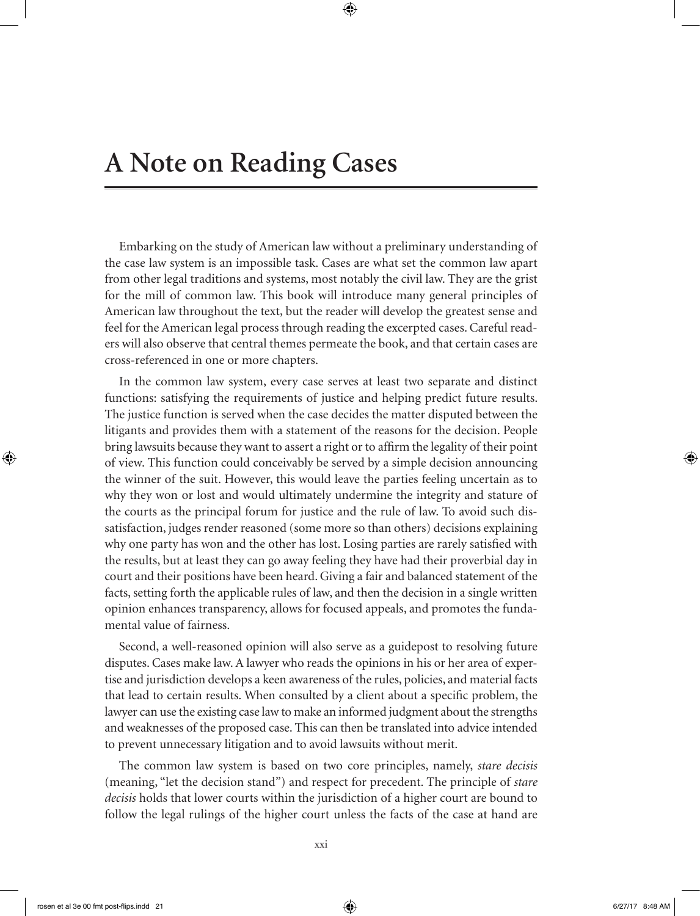# A Note on Reading Cases

Embarking on the study of American law without a preliminary understanding of the case law system is an impossible task. Cases are what set the common law apart from other legal traditions and systems, most notably the civil law. They are the grist for the mill of common law. This book will introduce many general principles of American law throughout the text, but the reader will develop the greatest sense and feel for the American legal process through reading the excerpted cases. Careful readers will also observe that central themes permeate the book, and that certain cases are cross-referenced in one or more chapters.

In the common law system, every case serves at least two separate and distinct functions: satisfying the requirements of justice and helping predict future results. The justice function is served when the case decides the matter disputed between the litigants and provides them with a statement of the reasons for the decision. People bring lawsuits because they want to assert a right or to affirm the legality of their point of view. This function could conceivably be served by a simple decision announcing the winner of the suit. However, this would leave the parties feeling uncertain as to why they won or lost and would ultimately undermine the integrity and stature of the courts as the principal forum for justice and the rule of law. To avoid such dissatisfaction, judges render reasoned (some more so than others) decisions explaining why one party has won and the other has lost. Losing parties are rarely satisfied with the results, but at least they can go away feeling they have had their proverbial day in court and their positions have been heard. Giving a fair and balanced statement of the facts, setting forth the applicable rules of law, and then the decision in a single written opinion enhances transparency, allows for focused appeals, and promotes the fundamental value of fairness.

Second, a well-reasoned opinion will also serve as a guidepost to resolving future disputes. Cases make law. A lawyer who reads the opinions in his or her area of expertise and jurisdiction develops a keen awareness of the rules, policies, and material facts that lead to certain results. When consulted by a client about a specific problem, the lawyer can use the existing case law to make an informed judgment about the strengths and weaknesses of the proposed case. This can then be translated into advice intended to prevent unnecessary litigation and to avoid lawsuits without merit.

The common law system is based on two core principles, namely, *stare decisis* (meaning, "let the decision stand") and respect for precedent. The principle of *stare decisis* holds that lower courts within the jurisdiction of a higher court are bound to follow the legal rulings of the higher court unless the facts of the case at hand are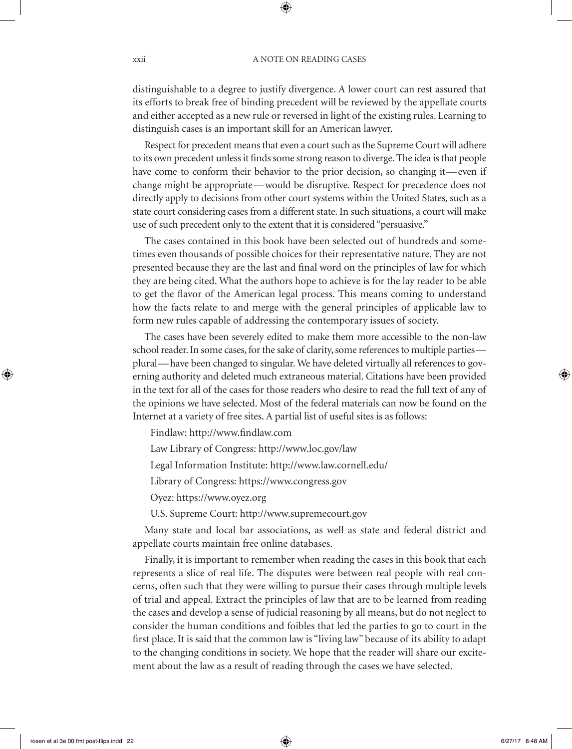distinguishable to a degree to justify divergence. A lower court can rest assured that its efforts to break free of binding precedent will be reviewed by the appellate courts and either accepted as a new rule or reversed in light of the existing rules. Learning to distinguish cases is an important skill for an American lawyer.

Respect for precedent means that even a court such as the Supreme Court will adhere to its own precedent unless it finds some strong reason to diverge. The idea is that people have come to conform their behavior to the prior decision, so changing it—even if change might be appropriate—would be disruptive. Respect for precedence does not directly apply to decisions from other court systems within the United States, such as a state court considering cases from a different state. In such situations, a court will make use of such precedent only to the extent that it is considered "persuasive."

The cases contained in this book have been selected out of hundreds and sometimes even thousands of possible choices for their representative nature. They are not presented because they are the last and final word on the principles of law for which they are being cited. What the authors hope to achieve is for the lay reader to be able to get the flavor of the American legal process. This means coming to understand how the facts relate to and merge with the general principles of applicable law to form new rules capable of addressing the contemporary issues of society.

The cases have been severely edited to make them more accessible to the non-law school reader. In some cases, for the sake of clarity, some references to multiple parties—plural—have been changed to singular. We have deleted virtually all references to governing authority and deleted much extraneous material. Citations have been provided in the text for all of the cases for those readers who desire to read the full text of any of the opinions we have selected. Most of the federal materials can now be found on the Internet at a variety of free sites. A partial list of useful sites is as follows:

Findlaw: http://www.findlaw.com

Law Library of Congress: http://www.loc.gov/law

Legal Information Institute: http://www.law.cornell.edu/

Library of Congress: https://www.congress.gov

Oyez: https://www.oyez.org

U.S. Supreme Court: http://www.supremecourt.gov

Many state and local bar associations, as well as state and federal district and appellate courts maintain free online databases.

Finally, it is important to remember when reading the cases in this book that each represents a slice of real life. The disputes were between real people with real concerns, often such that they were willing to pursue their cases through multiple levels of trial and appeal. Extract the principles of law that are to be learned from reading the cases and develop a sense of judicial reasoning by all means, but do not neglect to consider the human conditions and foibles that led the parties to go to court in the first place. It is said that the common law is "living law" because of its ability to adapt to the changing conditions in society. We hope that the reader will share our excitement about the law as a result of reading through the cases we have selected.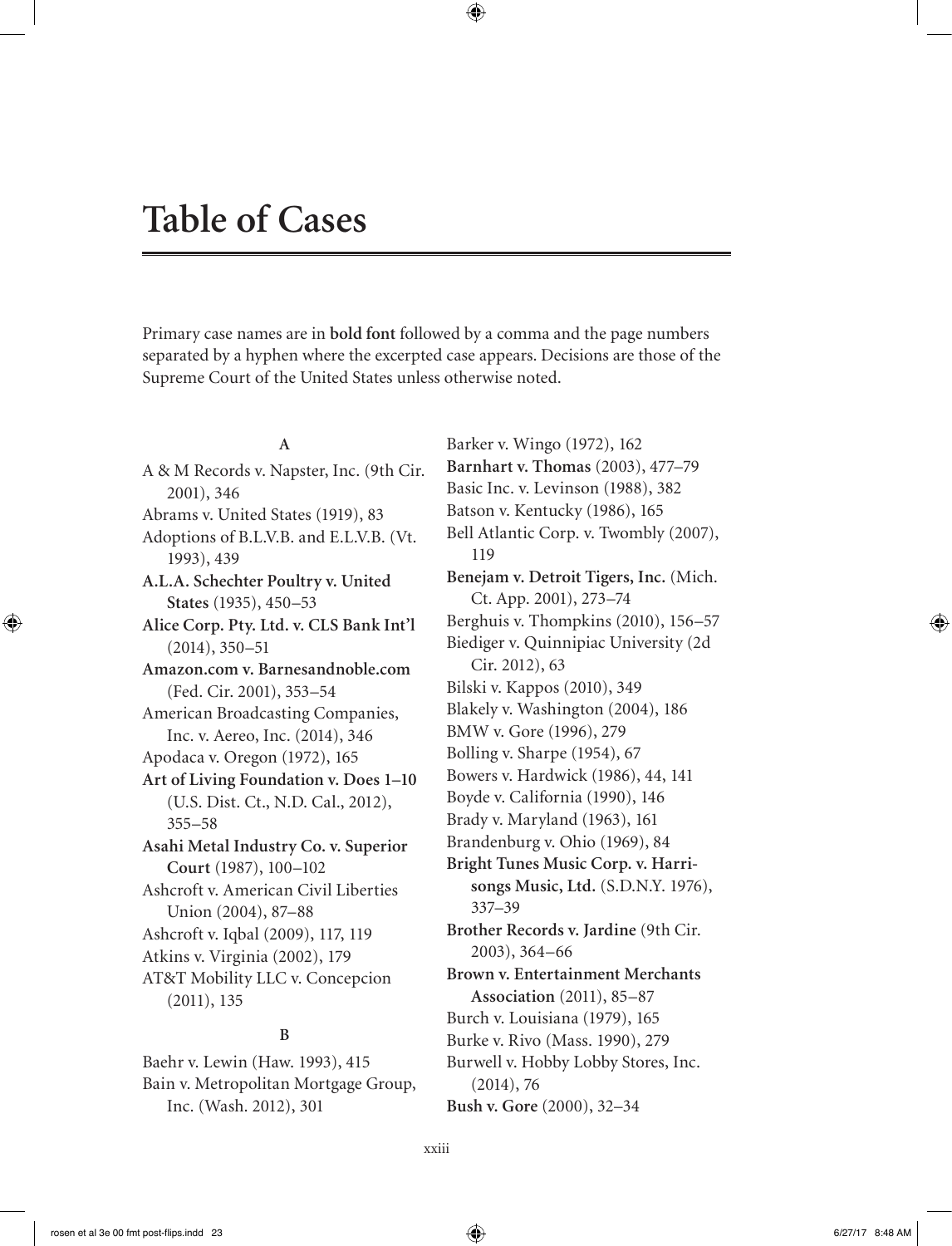# Table of Cases

Primary case names are in **bold font** followed by a comma and the page numbers separated by a hyphen where the excerpted case appears. Decisions are those of the Supreme Court of the United States unless otherwise noted.

### A

A & M Records v. Napster, Inc. (9th Cir. 2001), 346

Abrams v. United States (1919), 83

Adoptions of B.L.V.B. and E.L.V.B. (Vt. 1993), 439

**A.L.A. Schechter Poultry v. United States** (1935), 450–53

**Alice Corp. Pty. Ltd. v. CLS Bank Int'l** (2014), 350–51

**Amazon.com v. Barnesandnoble.com** (Fed. Cir. 2001), 353–54

American Broadcasting Companies, Inc. v. Aereo, Inc. (2014), 346

Apodaca v. Oregon (1972), 165

**Art of Living Foundation v. Does 1–10** (U.S. Dist. Ct., N.D. Cal., 2012), 355–58

**Asahi Metal Industry Co. v. Superior Court** (1987), 100–102

Ashcroft v. American Civil Liberties Union (2004), 87–88

Ashcroft v. Iqbal (2009), 117, 119

Atkins v. Virginia (2002), 179

AT&T Mobility LLC v. Concepcion (2011), 135

### B

Baehr v. Lewin (Haw. 1993), 415

Bain v. Metropolitan Mortgage Group, Inc. (Wash. 2012), 301

Barker v. Wingo (1972), 162

**Barnhart v. Thomas** (2003), 477–79

Basic Inc. v. Levinson (1988), 382

Batson v. Kentucky (1986), 165

Bell Atlantic Corp. v. Twombly (2007), 119

**Benejam v. Detroit Tigers, Inc.** (Mich. Ct. App. 2001), 273–74

Berghuis v. Thompkins (2010), 156–57

Biediger v. Quinnipiac University (2d Cir. 2012), 63

Bilski v. Kappos (2010), 349

Blakely v. Washington (2004), 186

BMW v. Gore (1996), 279

Bolling v. Sharpe (1954), 67

Bowers v. Hardwick (1986), 44, 141

Boyde v. California (1990), 146

Brady v. Maryland (1963), 161

Brandenburg v. Ohio (1969), 84

**Bright Tunes Music Corp. v. Harrisongs Music, Ltd.** (S.D.N.Y. 1976), 337–39

**Brother Records v. Jardine** (9th Cir. 2003), 364–66

**Brown v. Entertainment Merchants Association** (2011), 85–87

Burch v. Louisiana (1979), 165

Burke v. Rivo (Mass. 1990), 279

Burwell v. Hobby Lobby Stores, Inc. (2014), 76

**Bush v. Gore** (2000), 32–34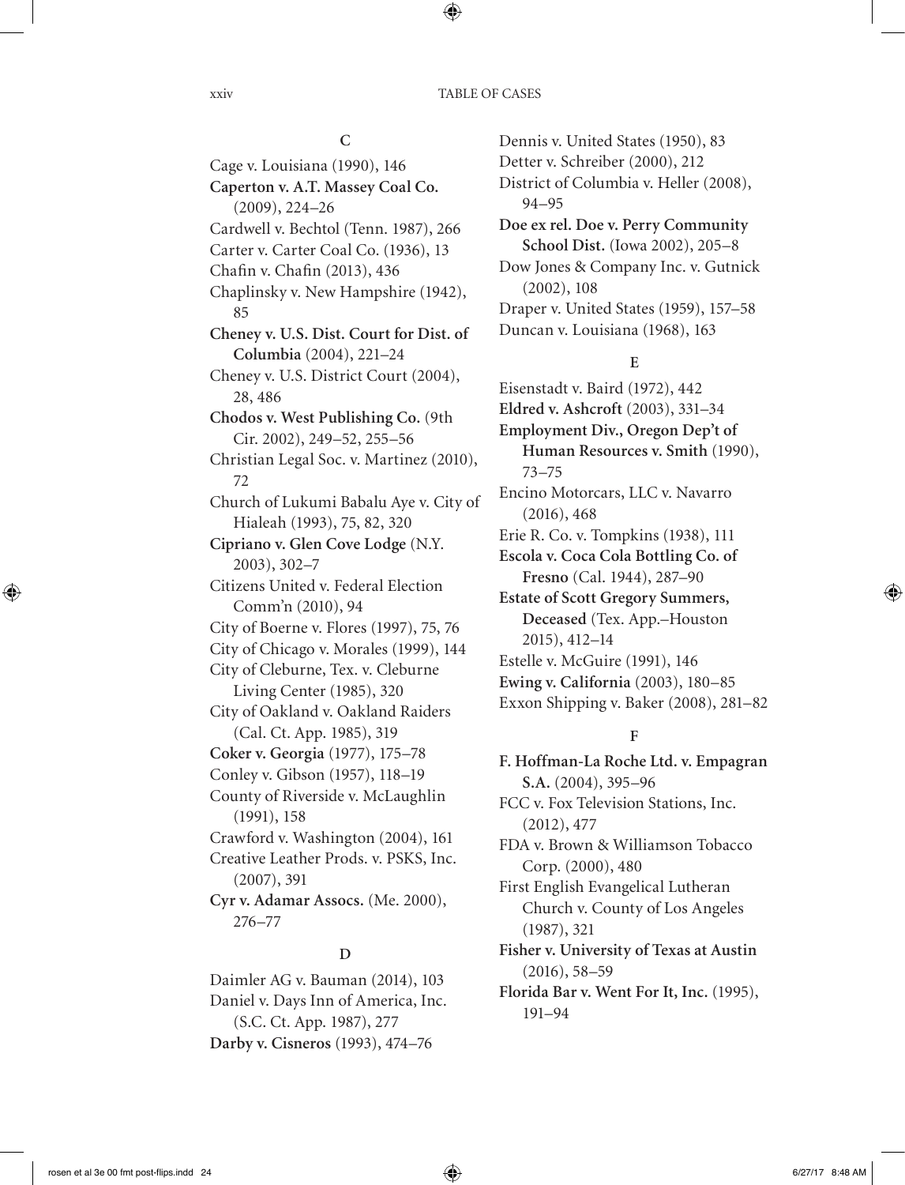## C

Cage v. Louisiana (1990), 146
**Caperton v. A.T. Massey Coal Co.** (2009), 224–26
Cardwell v. Bechtol (Tenn. 1987), 266
Carter v. Carter Coal Co. (1936), 13
Chafin v. Chafin (2013), 436
Chaplinsky v. New Hampshire (1942), 85
**Cheney v. U.S. Dist. Court for Dist. of Columbia** (2004), 221–24
Cheney v. U.S. District Court (2004), 28, 486
**Chodos v. West Publishing Co.** (9th Cir. 2002), 249–52, 255–56
Christian Legal Soc. v. Martinez (2010), 72
Church of Lukumi Babalu Aye v. City of Hialeah (1993), 75, 82, 320
**Cipriano v. Glen Cove Lodge** (N.Y. 2003), 302–7
Citizens United v. Federal Election Comm'n (2010), 94
City of Boerne v. Flores (1997), 75, 76
City of Chicago v. Morales (1999), 144
City of Cleburne, Tex. v. Cleburne Living Center (1985), 320
City of Oakland v. Oakland Raiders (Cal. Ct. App. 1985), 319
**Coker v. Georgia** (1977), 175–78
Conley v. Gibson (1957), 118–19
County of Riverside v. McLaughlin (1991), 158
Crawford v. Washington (2004), 161
Creative Leather Prods. v. PSKS, Inc. (2007), 391
**Cyr v. Adamar Assocs.** (Me. 2000), 276–77

## D

Daimler AG v. Bauman (2014), 103
Daniel v. Days Inn of America, Inc. (S.C. Ct. App. 1987), 277
**Darby v. Cisneros** (1993), 474–76
Dennis v. United States (1950), 83
Detter v. Schreiber (2000), 212
District of Columbia v. Heller (2008), 94–95
**Doe ex rel. Doe v. Perry Community School Dist.** (Iowa 2002), 205–8
Dow Jones & Company Inc. v. Gutnick (2002), 108
Draper v. United States (1959), 157–58
Duncan v. Louisiana (1968), 163

## E

Eisenstadt v. Baird (1972), 442
**Eldred v. Ashcroft** (2003), 331–34
**Employment Div., Oregon Dep't of Human Resources v. Smith** (1990), 73–75
Encino Motorcars, LLC v. Navarro (2016), 468
Erie R. Co. v. Tompkins (1938), 111
**Escola v. Coca Cola Bottling Co. of Fresno** (Cal. 1944), 287–90
**Estate of Scott Gregory Summers, Deceased** (Tex. App.–Houston 2015), 412–14
Estelle v. McGuire (1991), 146
**Ewing v. California** (2003), 180–85
Exxon Shipping v. Baker (2008), 281–82

## F

**F. Hoffman-La Roche Ltd. v. Empagran S.A.** (2004), 395–96
FCC v. Fox Television Stations, Inc. (2012), 477
FDA v. Brown & Williamson Tobacco Corp. (2000), 480
First English Evangelical Lutheran Church v. County of Los Angeles (1987), 321
**Fisher v. University of Texas at Austin** (2016), 58–59
**Florida Bar v. Went For It, Inc.** (1995), 191–94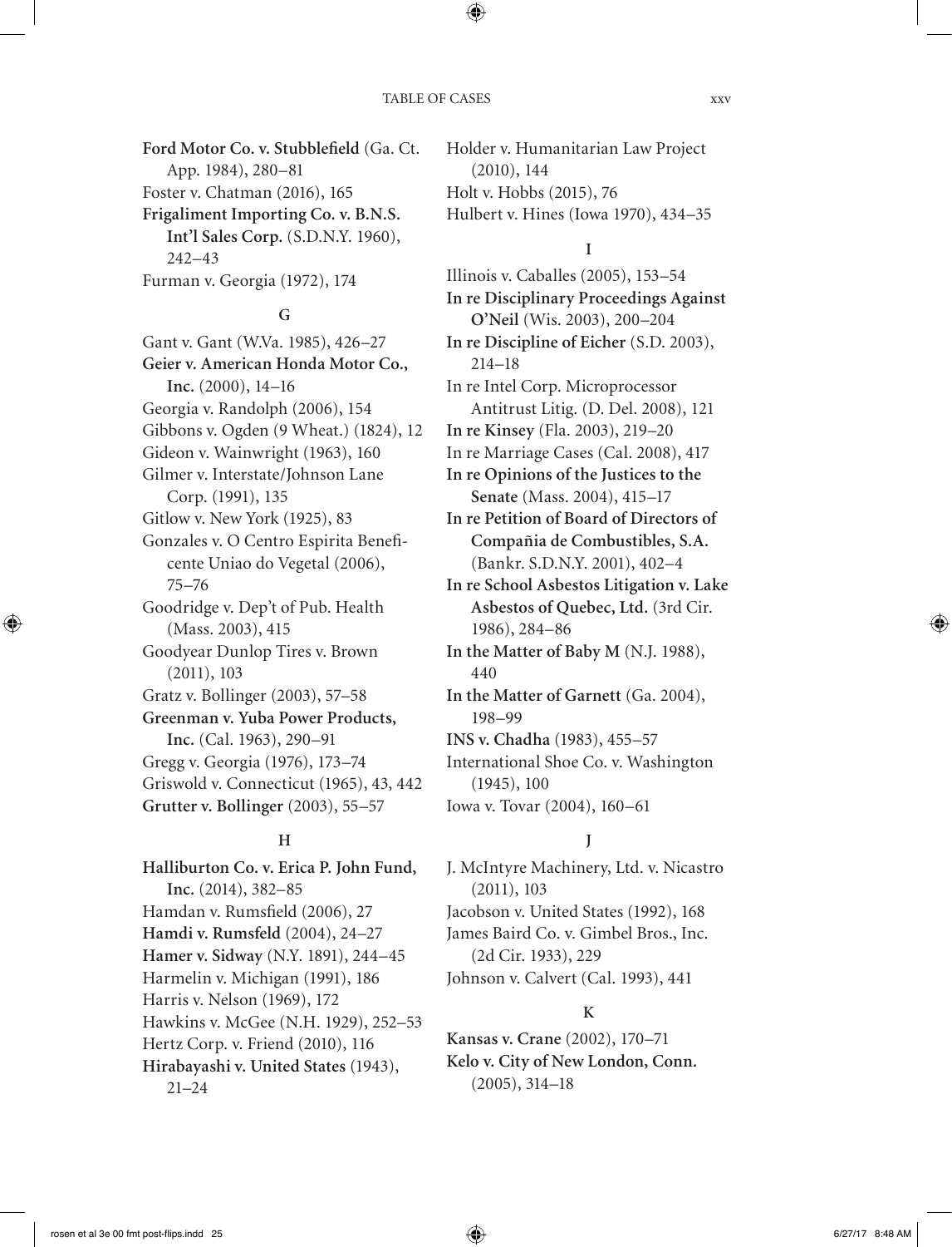**Ford Motor Co. v. Stubblefield** (Ga. Ct. App. 1984), 280–81

Foster v. Chatman (2016), 165

**Frigaliment Importing Co. v. B.N.S. Int'l Sales Corp.** (S.D.N.Y. 1960), 242–43

Furman v. Georgia (1972), 174

### G

Gant v. Gant (W.Va. 1985), 426–27

**Geier v. American Honda Motor Co., Inc.** (2000), 14–16

Georgia v. Randolph (2006), 154

Gibbons v. Ogden (9 Wheat.) (1824), 12

Gideon v. Wainwright (1963), 160

Gilmer v. Interstate/Johnson Lane Corp. (1991), 135

Gitlow v. New York (1925), 83

Gonzales v. O Centro Espirita Beneficente Uniao do Vegetal (2006), 75–76

Goodridge v. Dep't of Pub. Health (Mass. 2003), 415

Goodyear Dunlop Tires v. Brown (2011), 103

Gratz v. Bollinger (2003), 57–58

**Greenman v. Yuba Power Products, Inc.** (Cal. 1963), 290–91

Gregg v. Georgia (1976), 173–74

Griswold v. Connecticut (1965), 43, 442

**Grutter v. Bollinger** (2003), 55–57

### H

**Halliburton Co. v. Erica P. John Fund, Inc.** (2014), 382–85

Hamdan v. Rumsfeld (2006), 27

**Hamdi v. Rumsfeld** (2004), 24–27

**Hamer v. Sidway** (N.Y. 1891), 244–45

Harmelin v. Michigan (1991), 186

Harris v. Nelson (1969), 172

Hawkins v. McGee (N.H. 1929), 252–53

Hertz Corp. v. Friend (2010), 116

**Hirabayashi v. United States** (1943), 21–24

Holder v. Humanitarian Law Project (2010), 144

Holt v. Hobbs (2015), 76

Hulbert v. Hines (Iowa 1970), 434–35

### I

Illinois v. Caballes (2005), 153–54

**In re Disciplinary Proceedings Against O'Neil** (Wis. 2003), 200–204

**In re Discipline of Eicher** (S.D. 2003), 214–18

In re Intel Corp. Microprocessor Antitrust Litig. (D. Del. 2008), 121

**In re Kinsey** (Fla. 2003), 219–20

In re Marriage Cases (Cal. 2008), 417

**In re Opinions of the Justices to the Senate** (Mass. 2004), 415–17

**In re Petition of Board of Directors of Compañia de Combustibles, S.A.** (Bankr. S.D.N.Y. 2001), 402–4

**In re School Asbestos Litigation v. Lake Asbestos of Quebec, Ltd.** (3rd Cir. 1986), 284–86

**In the Matter of Baby M** (N.J. 1988), 440

**In the Matter of Garnett** (Ga. 2004), 198–99

**INS v. Chadha** (1983), 455–57

International Shoe Co. v. Washington (1945), 100

Iowa v. Tovar (2004), 160–61

### J

J. McIntyre Machinery, Ltd. v. Nicastro (2011), 103

Jacobson v. United States (1992), 168

James Baird Co. v. Gimbel Bros., Inc. (2d Cir. 1933), 229

Johnson v. Calvert (Cal. 1993), 441

### K

**Kansas v. Crane** (2002), 170–71

**Kelo v. City of New London, Conn.** (2005), 314–18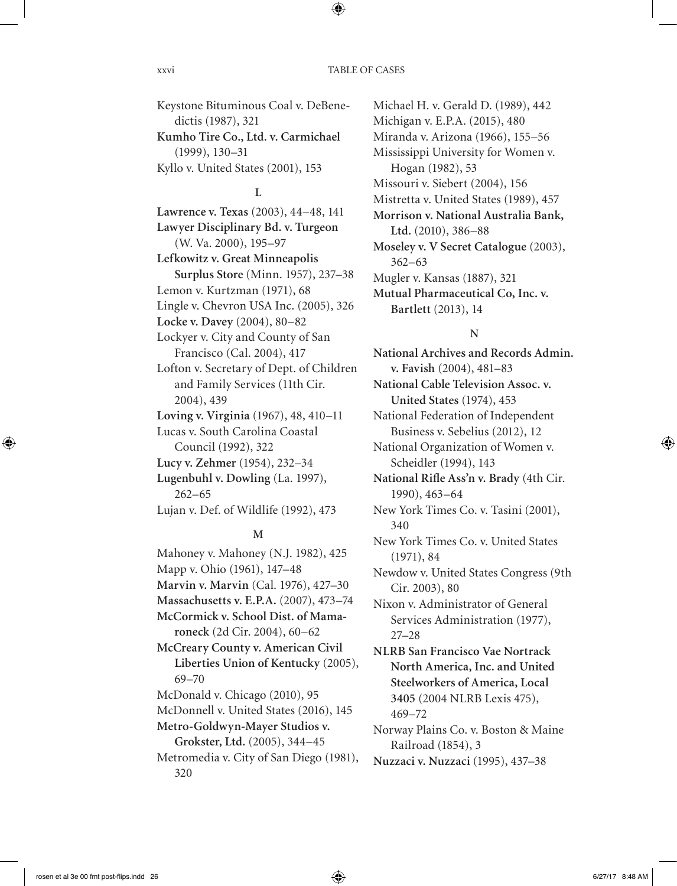Keystone Bituminous Coal v. DeBenedictis (1987), 321

**Kumho Tire Co., Ltd. v. Carmichael** (1999), 130–31

Kyllo v. United States (2001), 153

### L

**Lawrence v. Texas** (2003), 44–48, 141

**Lawyer Disciplinary Bd. v. Turgeon** (W. Va. 2000), 195–97

**Lefkowitz v. Great Minneapolis Surplus Store** (Minn. 1957), 237–38

Lemon v. Kurtzman (1971), 68

Lingle v. Chevron USA Inc. (2005), 326

**Locke v. Davey** (2004), 80–82

Lockyer v. City and County of San Francisco (Cal. 2004), 417

Lofton v. Secretary of Dept. of Children and Family Services (11th Cir. 2004), 439

**Loving v. Virginia** (1967), 48, 410–11

Lucas v. South Carolina Coastal Council (1992), 322

**Lucy v. Zehmer** (1954), 232–34

**Lugenbuhl v. Dowling** (La. 1997), 262–65

Lujan v. Def. of Wildlife (1992), 473

### M

Mahoney v. Mahoney (N.J. 1982), 425

Mapp v. Ohio (1961), 147–48

**Marvin v. Marvin** (Cal. 1976), 427–30

**Massachusetts v. E.P.A.** (2007), 473–74

**McCormick v. School Dist. of Mamaroneck** (2d Cir. 2004), 60–62

**McCreary County v. American Civil Liberties Union of Kentucky** (2005), 69–70

McDonald v. Chicago (2010), 95

McDonnell v. United States (2016), 145

**Metro-Goldwyn-Mayer Studios v. Grokster, Ltd.** (2005), 344–45

Metromedia v. City of San Diego (1981), 320

Michael H. v. Gerald D. (1989), 442

Michigan v. E.P.A. (2015), 480

Miranda v. Arizona (1966), 155–56

Mississippi University for Women v. Hogan (1982), 53

Missouri v. Siebert (2004), 156

Mistretta v. United States (1989), 457

**Morrison v. National Australia Bank, Ltd.** (2010), 386–88

**Moseley v. V Secret Catalogue** (2003), 362–63

Mugler v. Kansas (1887), 321

**Mutual Pharmaceutical Co, Inc. v. Bartlett** (2013), 14

### N

**National Archives and Records Admin. v. Favish** (2004), 481–83

**National Cable Television Assoc. v. United States** (1974), 453

National Federation of Independent Business v. Sebelius (2012), 12

National Organization of Women v. Scheidler (1994), 143

**National Rifle Ass'n v. Brady** (4th Cir. 1990), 463–64

New York Times Co. v. Tasini (2001), 340

New York Times Co. v. United States (1971), 84

Newdow v. United States Congress (9th Cir. 2003), 80

Nixon v. Administrator of General Services Administration (1977), 27–28

**NLRB San Francisco Vae Nortrack North America, Inc. and United Steelworkers of America, Local 3405** (2004 NLRB Lexis 475), 469–72

Norway Plains Co. v. Boston & Maine Railroad (1854), 3

**Nuzzaci v. Nuzzaci** (1995), 437–38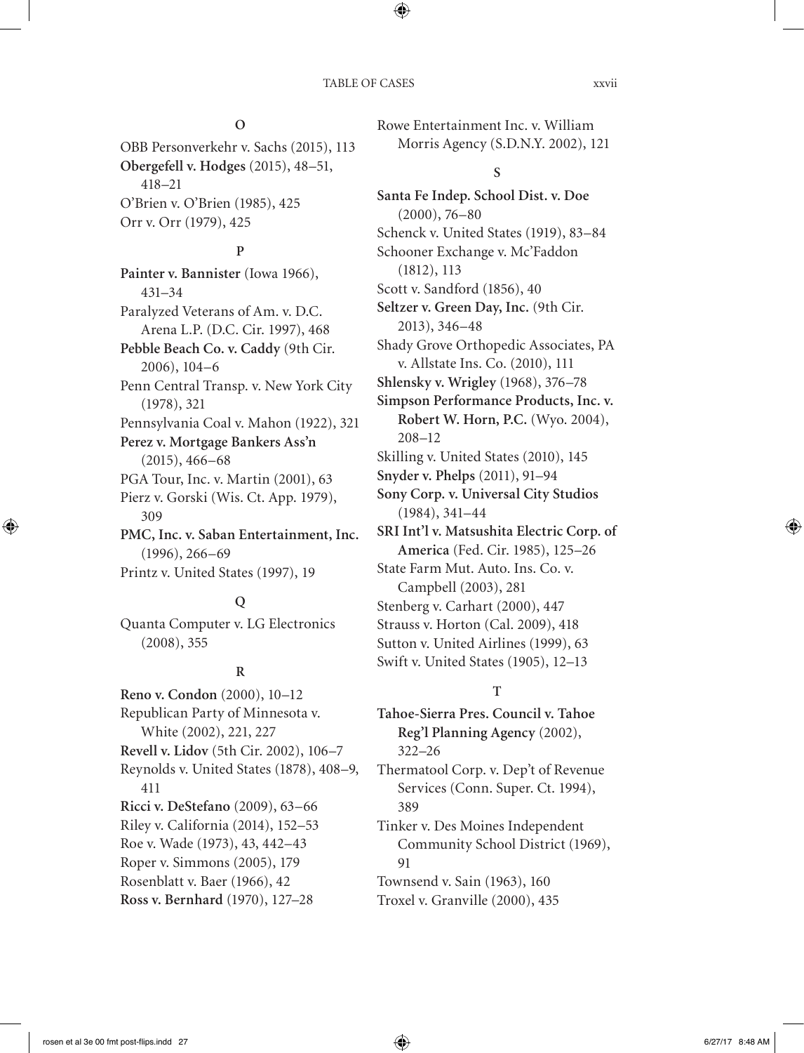## O

OBB Personverkehr v. Sachs (2015), 113
**Obergefell v. Hodges** (2015), 48–51, 418–21
O'Brien v. O'Brien (1985), 425
Orr v. Orr (1979), 425

## P

**Painter v. Bannister** (Iowa 1966), 431–34
Paralyzed Veterans of Am. v. D.C. Arena L.P. (D.C. Cir. 1997), 468
**Pebble Beach Co. v. Caddy** (9th Cir. 2006), 104–6
Penn Central Transp. v. New York City (1978), 321
Pennsylvania Coal v. Mahon (1922), 321
**Perez v. Mortgage Bankers Ass'n** (2015), 466–68
PGA Tour, Inc. v. Martin (2001), 63
Pierz v. Gorski (Wis. Ct. App. 1979), 309
**PMC, Inc. v. Saban Entertainment, Inc.** (1996), 266–69
Printz v. United States (1997), 19

## Q

Quanta Computer v. LG Electronics (2008), 355

## R

**Reno v. Condon** (2000), 10–12
Republican Party of Minnesota v. White (2002), 221, 227
**Revell v. Lidov** (5th Cir. 2002), 106–7
Reynolds v. United States (1878), 408–9, 411
**Ricci v. DeStefano** (2009), 63–66
Riley v. California (2014), 152–53
Roe v. Wade (1973), 43, 442–43
Roper v. Simmons (2005), 179
Rosenblatt v. Baer (1966), 42
**Ross v. Bernhard** (1970), 127–28
Rowe Entertainment Inc. v. William Morris Agency (S.D.N.Y. 2002), 121

## S

**Santa Fe Indep. School Dist. v. Doe** (2000), 76–80
Schenck v. United States (1919), 83–84
Schooner Exchange v. Mc'Faddon (1812), 113
Scott v. Sandford (1856), 40
**Seltzer v. Green Day, Inc.** (9th Cir. 2013), 346–48
Shady Grove Orthopedic Associates, PA v. Allstate Ins. Co. (2010), 111
**Shlensky v. Wrigley** (1968), 376–78
**Simpson Performance Products, Inc. v. Robert W. Horn, P.C.** (Wyo. 2004), 208–12
Skilling v. United States (2010), 145
**Snyder v. Phelps** (2011), 91–94
**Sony Corp. v. Universal City Studios** (1984), 341–44
**SRI Int'l v. Matsushita Electric Corp. of America** (Fed. Cir. 1985), 125–26
State Farm Mut. Auto. Ins. Co. v. Campbell (2003), 281
Stenberg v. Carhart (2000), 447
Strauss v. Horton (Cal. 2009), 418
Sutton v. United Airlines (1999), 63
Swift v. United States (1905), 12–13

## T

**Tahoe-Sierra Pres. Council v. Tahoe Reg'l Planning Agency** (2002), 322–26
Thermatool Corp. v. Dep't of Revenue Services (Conn. Super. Ct. 1994), 389
Tinker v. Des Moines Independent Community School District (1969), 91
Townsend v. Sain (1963), 160
Troxel v. Granville (2000), 435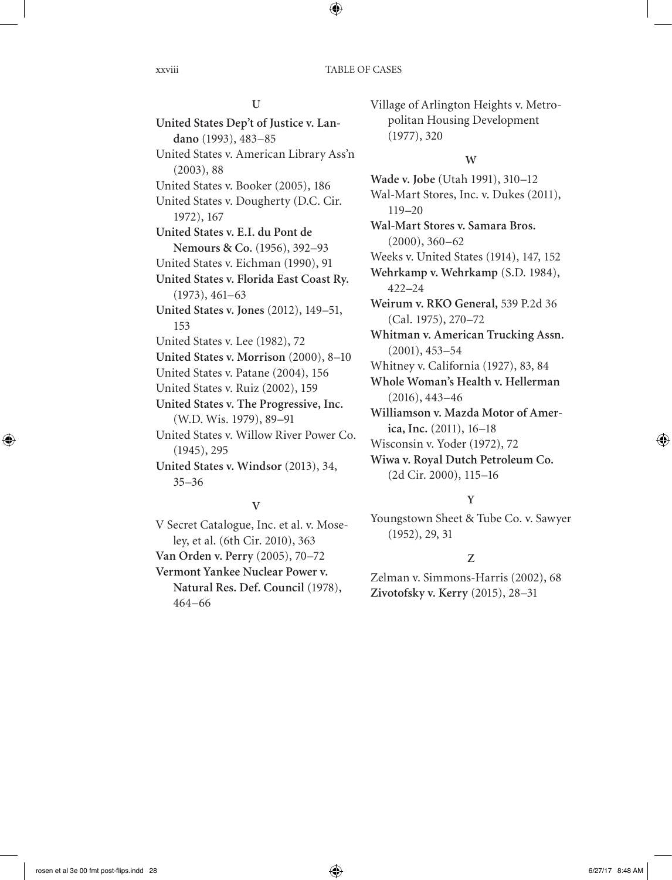### U

**United States Dep't of Justice v. Landano** (1993), 483–85

United States v. American Library Ass'n (2003), 88

United States v. Booker (2005), 186

United States v. Dougherty (D.C. Cir. 1972), 167

**United States v. E.I. du Pont de Nemours & Co.** (1956), 392–93

United States v. Eichman (1990), 91

**United States v. Florida East Coast Ry.** (1973), 461–63

**United States v. Jones** (2012), 149–51, 153

United States v. Lee (1982), 72

**United States v. Morrison** (2000), 8–10

United States v. Patane (2004), 156

United States v. Ruiz (2002), 159

**United States v. The Progressive, Inc.** (W.D. Wis. 1979), 89–91

United States v. Willow River Power Co. (1945), 295

**United States v. Windsor** (2013), 34, 35–36

### V

V Secret Catalogue, Inc. et al. v. Moseley, et al. (6th Cir. 2010), 363

**Van Orden v. Perry** (2005), 70–72

**Vermont Yankee Nuclear Power v. Natural Res. Def. Council** (1978), 464–66

Village of Arlington Heights v. Metropolitan Housing Development (1977), 320

### W

**Wade v. Jobe** (Utah 1991), 310–12

Wal-Mart Stores, Inc. v. Dukes (2011), 119–20

**Wal-Mart Stores v. Samara Bros.** (2000), 360–62

Weeks v. United States (1914), 147, 152

**Wehrkamp v. Wehrkamp** (S.D. 1984), 422–24

**Weirum v. RKO General,** 539 P.2d 36 (Cal. 1975), 270–72

**Whitman v. American Trucking Assn.** (2001), 453–54

Whitney v. California (1927), 83, 84

**Whole Woman's Health v. Hellerman** (2016), 443–46

**Williamson v. Mazda Motor of America, Inc.** (2011), 16–18

Wisconsin v. Yoder (1972), 72

**Wiwa v. Royal Dutch Petroleum Co.** (2d Cir. 2000), 115–16

### Y

Youngstown Sheet & Tube Co. v. Sawyer (1952), 29, 31

### Z

Zelman v. Simmons-Harris (2002), 68

**Zivotofsky v. Kerry** (2015), 28–31